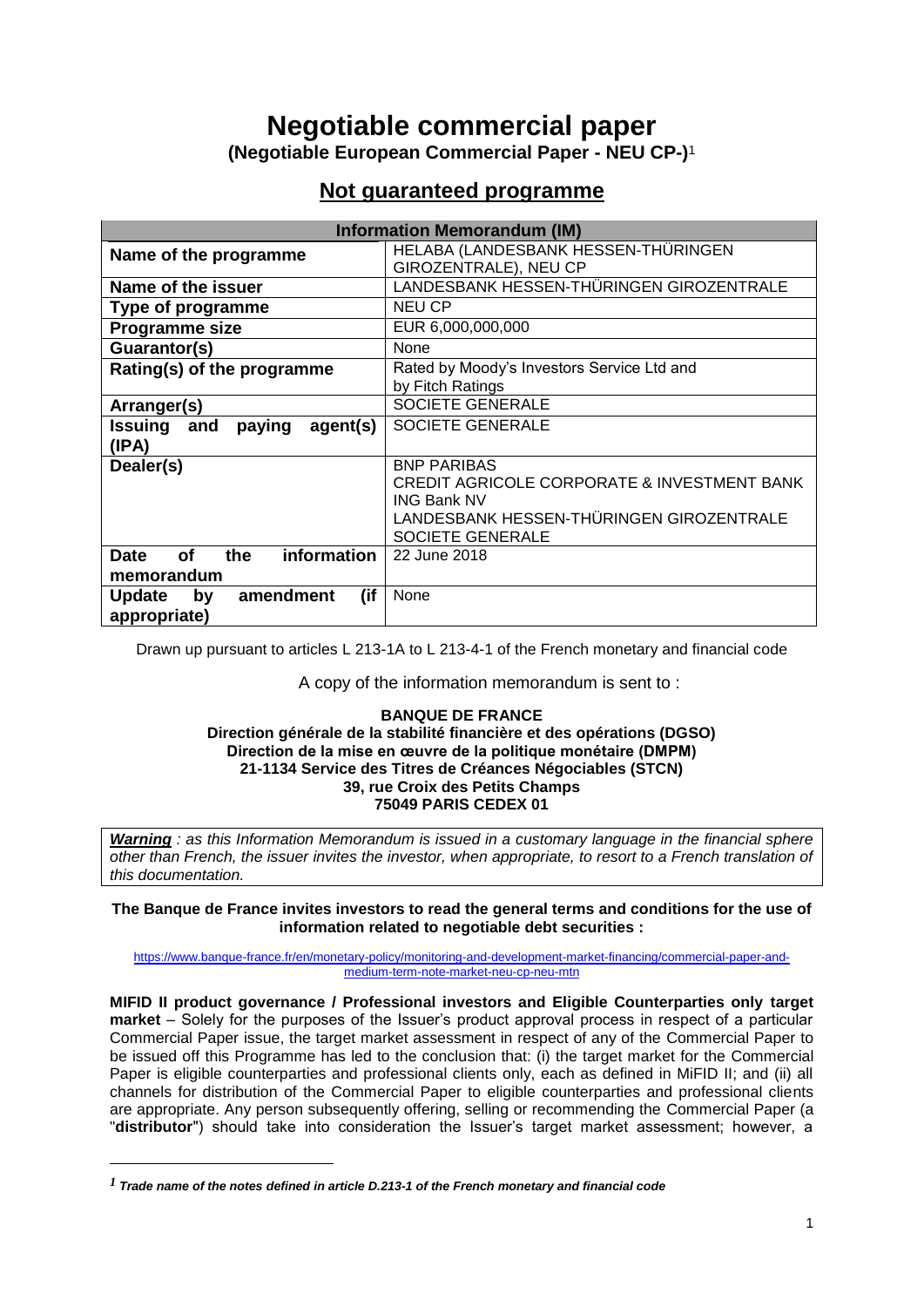# Negotiable commercial paper

**(Negotiable European Commercial Paper - NEU CP-)**[1]

## Not guaranteed programme

| Information Memorandum (IM) | |
|---|---|
| **Name of the programme** | HELABA (LANDESBANK HESSEN-THÜRINGEN GIROZENTRALE), NEU CP |
| **Name of the issuer** | LANDESBANK HESSEN-THÜRINGEN GIROZENTRALE |
| **Type of programme** | NEU CP |
| **Programme size** | EUR 6,000,000,000 |
| **Guarantor(s)** | None |
| **Rating(s) of the programme** | Rated by Moody's Investors Service Ltd and by Fitch Ratings |
| **Arranger(s)** | SOCIETE GENERALE |
| **Issuing and paying agent(s) (IPA)** | SOCIETE GENERALE |
| **Dealer(s)** | BNP PARIBAS<br>CREDIT AGRICOLE CORPORATE & INVESTMENT BANK<br>ING Bank NV<br>LANDESBANK HESSEN-THÜRINGEN GIROZENTRALE<br>SOCIETE GENERALE |
| **Date of the information memorandum** | 22 June 2018 |
| **Update by amendment (if appropriate)** | None |

Drawn up pursuant to articles L 213-1A to L 213-4-1 of the French monetary and financial code

A copy of the information memorandum is sent to :

**BANQUE DE FRANCE**
**Direction générale de la stabilité financière et des opérations (DGSO)**
**Direction de la mise en œuvre de la politique monétaire (DMPM)**
**21-1134 Service des Titres de Créances Négociables (STCN)**
**39, rue Croix des Petits Champs**
**75049 PARIS CEDEX 01**

***Warning*** *: as this Information Memorandum is issued in a customary language in the financial sphere other than French, the issuer invites the investor, when appropriate, to resort to a French translation of this documentation.*

**The Banque de France invites investors to read the general terms and conditions for the use of information related to negotiable debt securities :**

https://www.banque-france.fr/en/monetary-policy/monitoring-and-development-market-financing/commercial-paper-and-medium-term-note-market-neu-cp-neu-mtn

**MIFID II product governance / Professional investors and Eligible Counterparties only target market** – Solely for the purposes of the Issuer's product approval process in respect of a particular Commercial Paper issue, the target market assessment in respect of any of the Commercial Paper to be issued off this Programme has led to the conclusion that: (i) the target market for the Commercial Paper is eligible counterparties and professional clients only, each as defined in MiFID II; and (ii) all channels for distribution of the Commercial Paper to eligible counterparties and professional clients are appropriate. Any person subsequently offering, selling or recommending the Commercial Paper (a "**distributor**") should take into consideration the Issuer's target market assessment; however, a

[1] ***Trade name of the notes defined in article D.213-1 of the French monetary and financial code***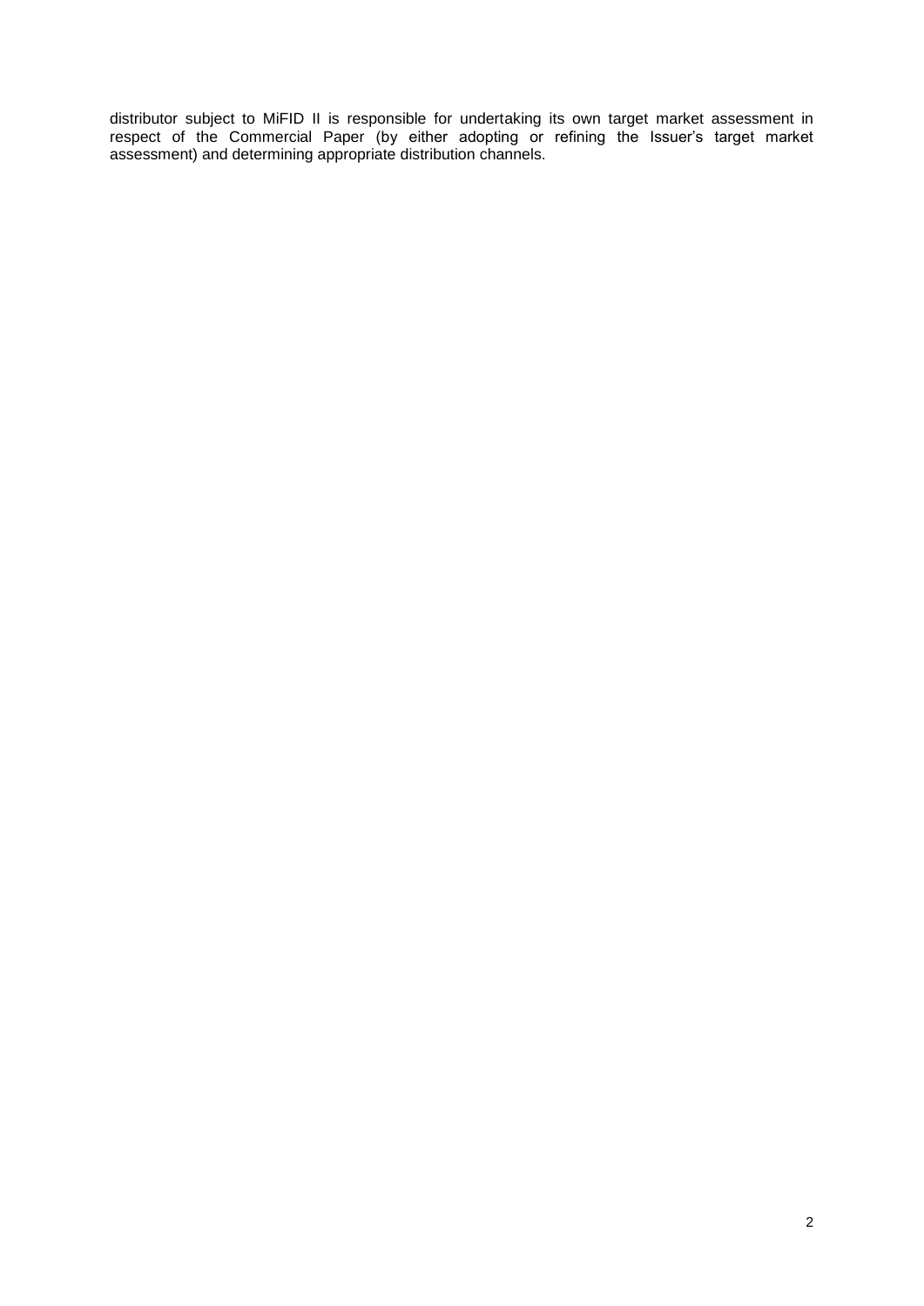distributor subject to MiFID II is responsible for undertaking its own target market assessment in respect of the Commercial Paper (by either adopting or refining the Issuer's target market assessment) and determining appropriate distribution channels.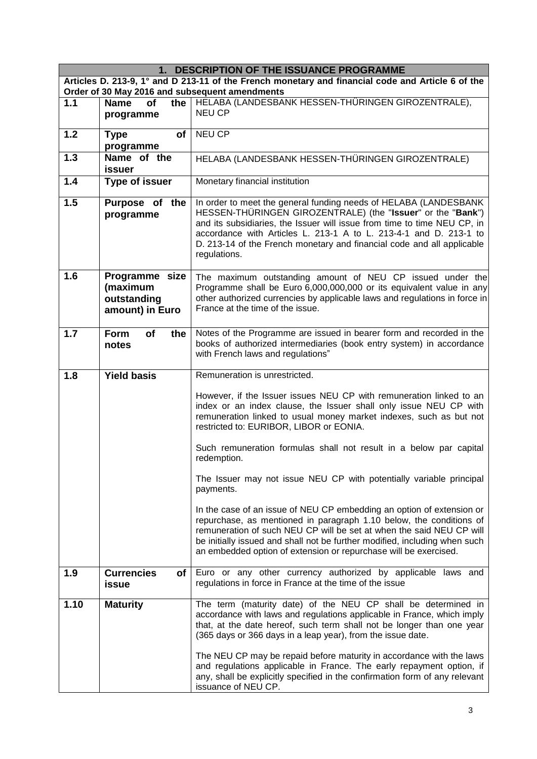| 1. DESCRIPTION OF THE ISSUANCE PROGRAMME | | |
|---|---|---|
| **Articles D. 213-9, 1° and D 213-11 of the French monetary and financial code and Article 6 of the Order of 30 May 2016 and subsequent amendments** | | |
| **1.1** | **Name of the programme** | HELABA (LANDESBANK HESSEN-THÜRINGEN GIROZENTRALE), NEU CP |
| **1.2** | **Type of programme** | NEU CP |
| **1.3** | **Name of the issuer** | HELABA (LANDESBANK HESSEN-THÜRINGEN GIROZENTRALE) |
| **1.4** | **Type of issuer** | Monetary financial institution |
| **1.5** | **Purpose of the programme** | In order to meet the general funding needs of HELABA (LANDESBANK HESSEN-THÜRINGEN GIROZENTRALE) (the "**Issuer**" or the "**Bank**") and its subsidiaries, the Issuer will issue from time to time NEU CP, in accordance with Articles L. 213-1 A to L. 213-4-1 and D. 213-1 to D. 213-14 of the French monetary and financial code and all applicable regulations. |
| **1.6** | **Programme size (maximum outstanding amount) in Euro** | The maximum outstanding amount of NEU CP issued under the Programme shall be Euro 6,000,000,000 or its equivalent value in any other authorized currencies by applicable laws and regulations in force in France at the time of the issue. |
| **1.7** | **Form of the notes** | Notes of the Programme are issued in bearer form and recorded in the books of authorized intermediaries (book entry system) in accordance with French laws and regulations" |
| **1.8** | **Yield basis** | Remuneration is unrestricted.<br><br>However, if the Issuer issues NEU CP with remuneration linked to an index or an index clause, the Issuer shall only issue NEU CP with remuneration linked to usual money market indexes, such as but not restricted to: EURIBOR, LIBOR or EONIA.<br><br>Such remuneration formulas shall not result in a below par capital redemption.<br><br>The Issuer may not issue NEU CP with potentially variable principal payments.<br><br>In the case of an issue of NEU CP embedding an option of extension or repurchase, as mentioned in paragraph 1.10 below, the conditions of remuneration of such NEU CP will be set at when the said NEU CP will be initially issued and shall not be further modified, including when such an embedded option of extension or repurchase will be exercised. |
| **1.9** | **Currencies of issue** | Euro or any other currency authorized by applicable laws and regulations in force in France at the time of the issue |
| **1.10** | **Maturity** | The term (maturity date) of the NEU CP shall be determined in accordance with laws and regulations applicable in France, which imply that, at the date hereof, such term shall not be longer than one year (365 days or 366 days in a leap year), from the issue date.<br><br>The NEU CP may be repaid before maturity in accordance with the laws and regulations applicable in France. The early repayment option, if any, shall be explicitly specified in the confirmation form of any relevant issuance of NEU CP. |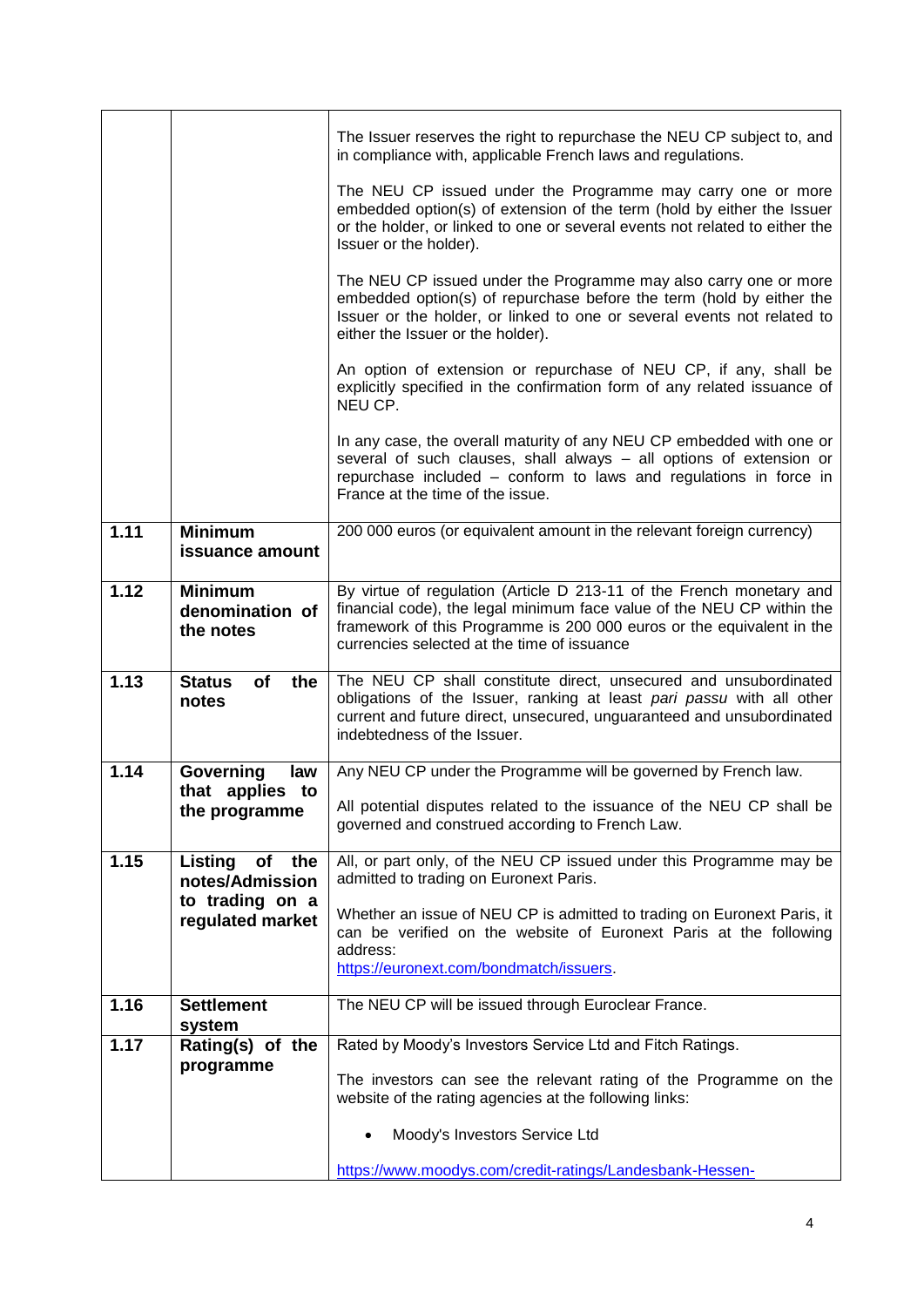| | | |
|---|---|---|
| | | The Issuer reserves the right to repurchase the NEU CP subject to, and in compliance with, applicable French laws and regulations.<br><br>The NEU CP issued under the Programme may carry one or more embedded option(s) of extension of the term (hold by either the Issuer or the holder, or linked to one or several events not related to either the Issuer or the holder).<br><br>The NEU CP issued under the Programme may also carry one or more embedded option(s) of repurchase before the term (hold by either the Issuer or the holder, or linked to one or several events not related to either the Issuer or the holder).<br><br>An option of extension or repurchase of NEU CP, if any, shall be explicitly specified in the confirmation form of any related issuance of NEU CP.<br><br>In any case, the overall maturity of any NEU CP embedded with one or several of such clauses, shall always – all options of extension or repurchase included – conform to laws and regulations in force in France at the time of the issue. |
| **1.11** | **Minimum issuance amount** | 200 000 euros (or equivalent amount in the relevant foreign currency) |
| **1.12** | **Minimum denomination of the notes** | By virtue of regulation (Article D 213-11 of the French monetary and financial code), the legal minimum face value of the NEU CP within the framework of this Programme is 200 000 euros or the equivalent in the currencies selected at the time of issuance |
| **1.13** | **Status of the notes** | The NEU CP shall constitute direct, unsecured and unsubordinated obligations of the Issuer, ranking at least *pari passu* with all other current and future direct, unsecured, unguaranteed and unsubordinated indebtedness of the Issuer. |
| **1.14** | **Governing law that applies to the programme** | Any NEU CP under the Programme will be governed by French law.<br><br>All potential disputes related to the issuance of the NEU CP shall be governed and construed according to French Law. |
| **1.15** | **Listing of the notes/Admission to trading on a regulated market** | All, or part only, of the NEU CP issued under this Programme may be admitted to trading on Euronext Paris.<br><br>Whether an issue of NEU CP is admitted to trading on Euronext Paris, it can be verified on the website of Euronext Paris at the following address:<br>https://euronext.com/bondmatch/issuers. |
| **1.16** | **Settlement system** | The NEU CP will be issued through Euroclear France. |
| **1.17** | **Rating(s) of the programme** | Rated by Moody's Investors Service Ltd and Fitch Ratings.<br><br>The investors can see the relevant rating of the Programme on the website of the rating agencies at the following links:<br><br>• Moody's Investors Service Ltd<br><br>https://www.moodys.com/credit-ratings/Landesbank-Hessen- |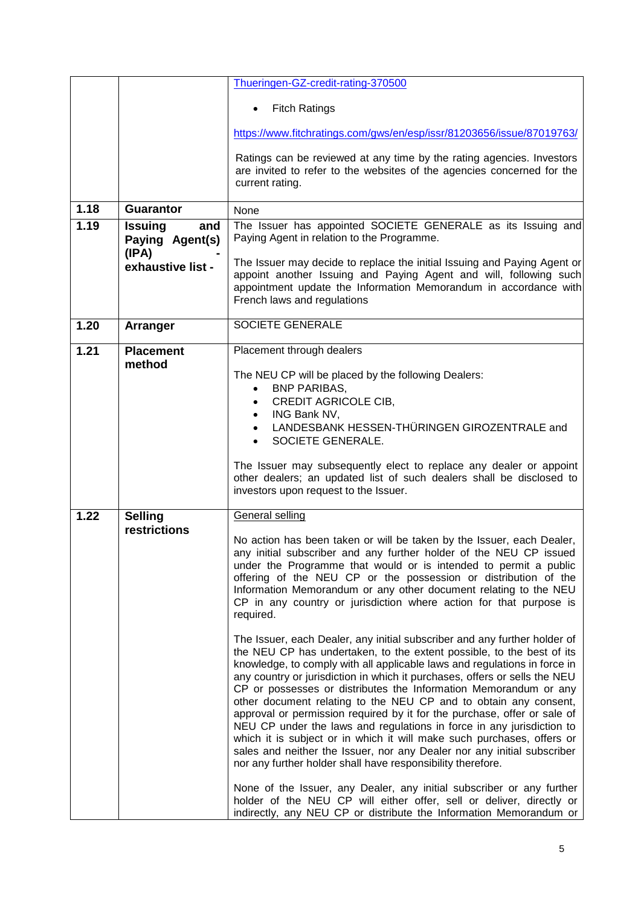| | | |
|---|---|---|
| | | Thueringen-GZ-credit-rating-370500<br><br>• Fitch Ratings<br><br>https://www.fitchratings.com/gws/en/esp/issr/81203656/issue/87019763/<br><br>Ratings can be reviewed at any time by the rating agencies. Investors are invited to refer to the websites of the agencies concerned for the current rating. |
| **1.18** | **Guarantor** | None |
| **1.19** | **Issuing and Paying Agent(s) (IPA) - exhaustive list -** | The Issuer has appointed SOCIETE GENERALE as its Issuing and Paying Agent in relation to the Programme.<br><br>The Issuer may decide to replace the initial Issuing and Paying Agent or appoint another Issuing and Paying Agent and will, following such appointment update the Information Memorandum in accordance with French laws and regulations |
| **1.20** | **Arranger** | SOCIETE GENERALE |
| **1.21** | **Placement method** | Placement through dealers<br><br>The NEU CP will be placed by the following Dealers:<br>• BNP PARIBAS,<br>• CREDIT AGRICOLE CIB,<br>• ING Bank NV,<br>• LANDESBANK HESSEN-THÜRINGEN GIROZENTRALE and<br>• SOCIETE GENERALE.<br><br>The Issuer may subsequently elect to replace any dealer or appoint other dealers; an updated list of such dealers shall be disclosed to investors upon request to the Issuer. |
| **1.22** | **Selling restrictions** | General selling<br><br>No action has been taken or will be taken by the Issuer, each Dealer, any initial subscriber and any further holder of the NEU CP issued under the Programme that would or is intended to permit a public offering of the NEU CP or the possession or distribution of the Information Memorandum or any other document relating to the NEU CP in any country or jurisdiction where action for that purpose is required.<br><br>The Issuer, each Dealer, any initial subscriber and any further holder of the NEU CP has undertaken, to the extent possible, to the best of its knowledge, to comply with all applicable laws and regulations in force in any country or jurisdiction in which it purchases, offers or sells the NEU CP or possesses or distributes the Information Memorandum or any other document relating to the NEU CP and to obtain any consent, approval or permission required by it for the purchase, offer or sale of NEU CP under the laws and regulations in force in any jurisdiction to which it is subject or in which it will make such purchases, offers or sales and neither the Issuer, nor any Dealer nor any initial subscriber nor any further holder shall have responsibility therefore.<br><br>None of the Issuer, any Dealer, any initial subscriber or any further holder of the NEU CP will either offer, sell or deliver, directly or indirectly, any NEU CP or distribute the Information Memorandum or |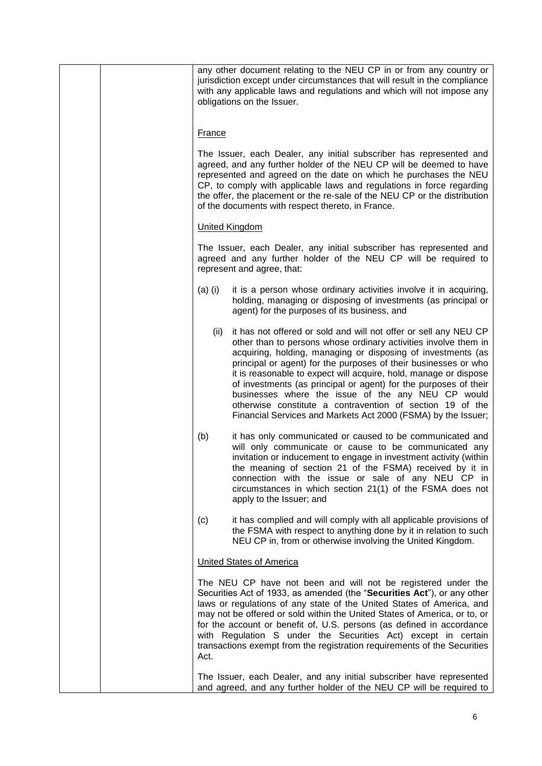| | | any other document relating to the NEU CP in or from any country or jurisdiction except under circumstances that will result in the compliance with any applicable laws and regulations and which will not impose any obligations on the Issuer.<br><br><u>France</u><br><br>The Issuer, each Dealer, any initial subscriber has represented and agreed, and any further holder of the NEU CP will be deemed to have represented and agreed on the date on which he purchases the NEU CP, to comply with applicable laws and regulations in force regarding the offer, the placement or the re-sale of the NEU CP or the distribution of the documents with respect thereto, in France.<br><br><u>United Kingdom</u><br><br>The Issuer, each Dealer, any initial subscriber has represented and agreed and any further holder of the NEU CP will be required to represent and agree, that:<br><br>(a) (i) it is a person whose ordinary activities involve it in acquiring, holding, managing or disposing of investments (as principal or agent) for the purposes of its business, and<br><br>(ii) it has not offered or sold and will not offer or sell any NEU CP other than to persons whose ordinary activities involve them in acquiring, holding, managing or disposing of investments (as principal or agent) for the purposes of their businesses or who it is reasonable to expect will acquire, hold, manage or dispose of investments (as principal or agent) for the purposes of their businesses where the issue of the any NEU CP would otherwise constitute a contravention of section 19 of the Financial Services and Markets Act 2000 (FSMA) by the Issuer;<br><br>(b) it has only communicated or caused to be communicated and will only communicate or cause to be communicated any invitation or inducement to engage in investment activity (within the meaning of section 21 of the FSMA) received by it in connection with the issue or sale of any NEU CP in circumstances in which section 21(1) of the FSMA does not apply to the Issuer; and<br><br>(c) it has complied and will comply with all applicable provisions of the FSMA with respect to anything done by it in relation to such NEU CP in, from or otherwise involving the United Kingdom.<br><br><u>United States of America</u><br><br>The NEU CP have not been and will not be registered under the Securities Act of 1933, as amended (the "**Securities Act**"), or any other laws or regulations of any state of the United States of America, and may not be offered or sold within the United States of America, or to, or for the account or benefit of, U.S. persons (as defined in accordance with Regulation S under the Securities Act) except in certain transactions exempt from the registration requirements of the Securities Act.<br><br>The Issuer, each Dealer, and any initial subscriber have represented and agreed, and any further holder of the NEU CP will be required to |
|---|---|---|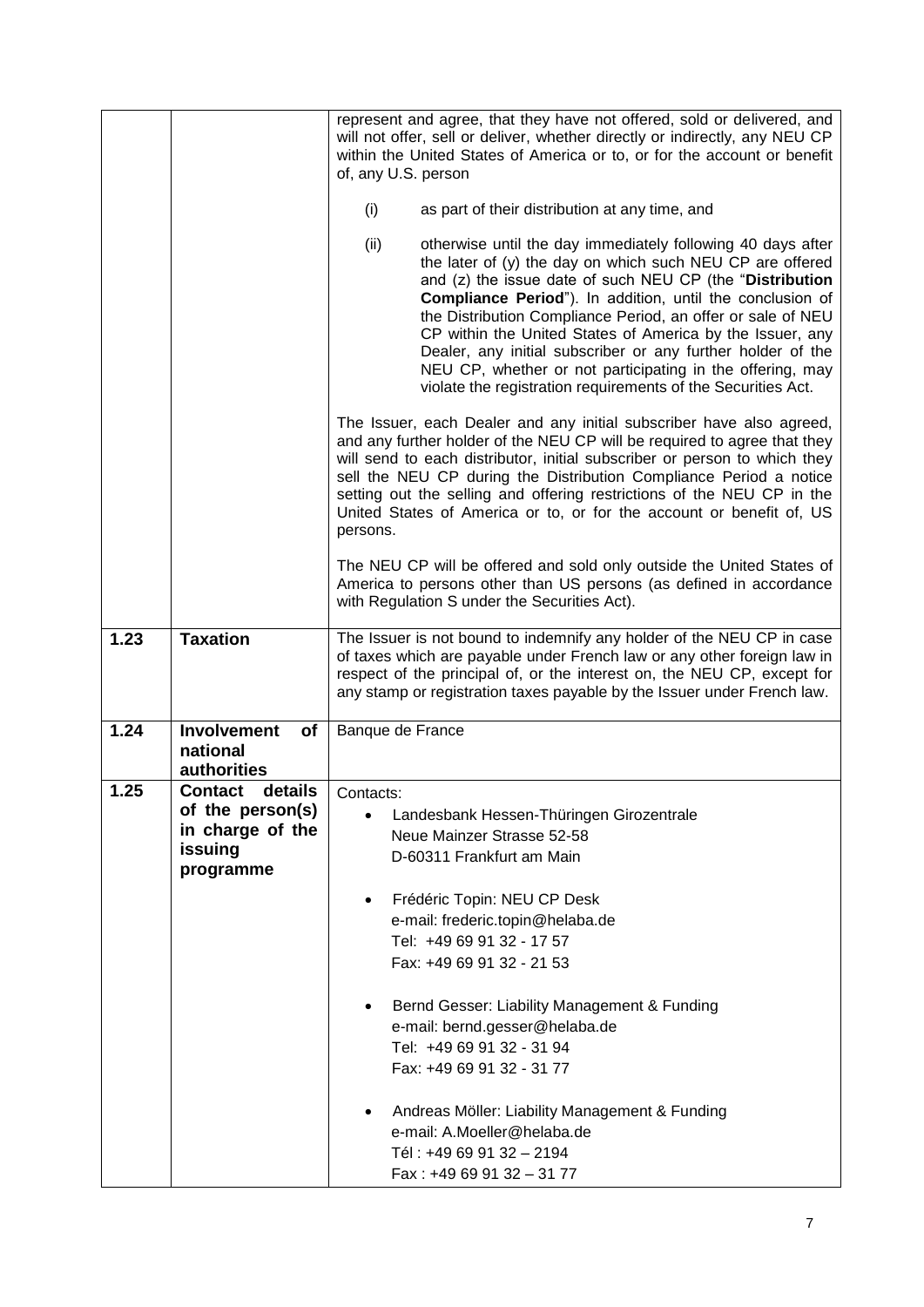| | | |
|---|---|---|
| | | represent and agree, that they have not offered, sold or delivered, and will not offer, sell or deliver, whether directly or indirectly, any NEU CP within the United States of America or to, or for the account or benefit of, any U.S. person<br><br>(i) as part of their distribution at any time, and<br><br>(ii) otherwise until the day immediately following 40 days after the later of (y) the day on which such NEU CP are offered and (z) the issue date of such NEU CP (the "**Distribution Compliance Period**"). In addition, until the conclusion of the Distribution Compliance Period, an offer or sale of NEU CP within the United States of America by the Issuer, any Dealer, any initial subscriber or any further holder of the NEU CP, whether or not participating in the offering, may violate the registration requirements of the Securities Act.<br><br>The Issuer, each Dealer and any initial subscriber have also agreed, and any further holder of the NEU CP will be required to agree that they will send to each distributor, initial subscriber or person to which they sell the NEU CP during the Distribution Compliance Period a notice setting out the selling and offering restrictions of the NEU CP in the United States of America or to, or for the account or benefit of, US persons.<br><br>The NEU CP will be offered and sold only outside the United States of America to persons other than US persons (as defined in accordance with Regulation S under the Securities Act). |
| **1.23** | **Taxation** | The Issuer is not bound to indemnify any holder of the NEU CP in case of taxes which are payable under French law or any other foreign law in respect of the principal of, or the interest on, the NEU CP, except for any stamp or registration taxes payable by the Issuer under French law. |
| **1.24** | **Involvement of national authorities** | Banque de France |
| **1.25** | **Contact details of the person(s) in charge of the issuing programme** | Contacts:<br>• Landesbank Hessen-Thüringen Girozentrale<br>Neue Mainzer Strasse 52-58<br>D-60311 Frankfurt am Main<br><br>• Frédéric Topin: NEU CP Desk<br>e-mail: frederic.topin@helaba.de<br>Tel: +49 69 91 32 - 17 57<br>Fax: +49 69 91 32 - 21 53<br><br>• Bernd Gesser: Liability Management & Funding<br>e-mail: bernd.gesser@helaba.de<br>Tel: +49 69 91 32 - 31 94<br>Fax: +49 69 91 32 - 31 77<br><br>• Andreas Möller: Liability Management & Funding<br>e-mail: A.Moeller@helaba.de<br>Tél : +49 69 91 32 – 2194<br>Fax : +49 69 91 32 – 31 77 |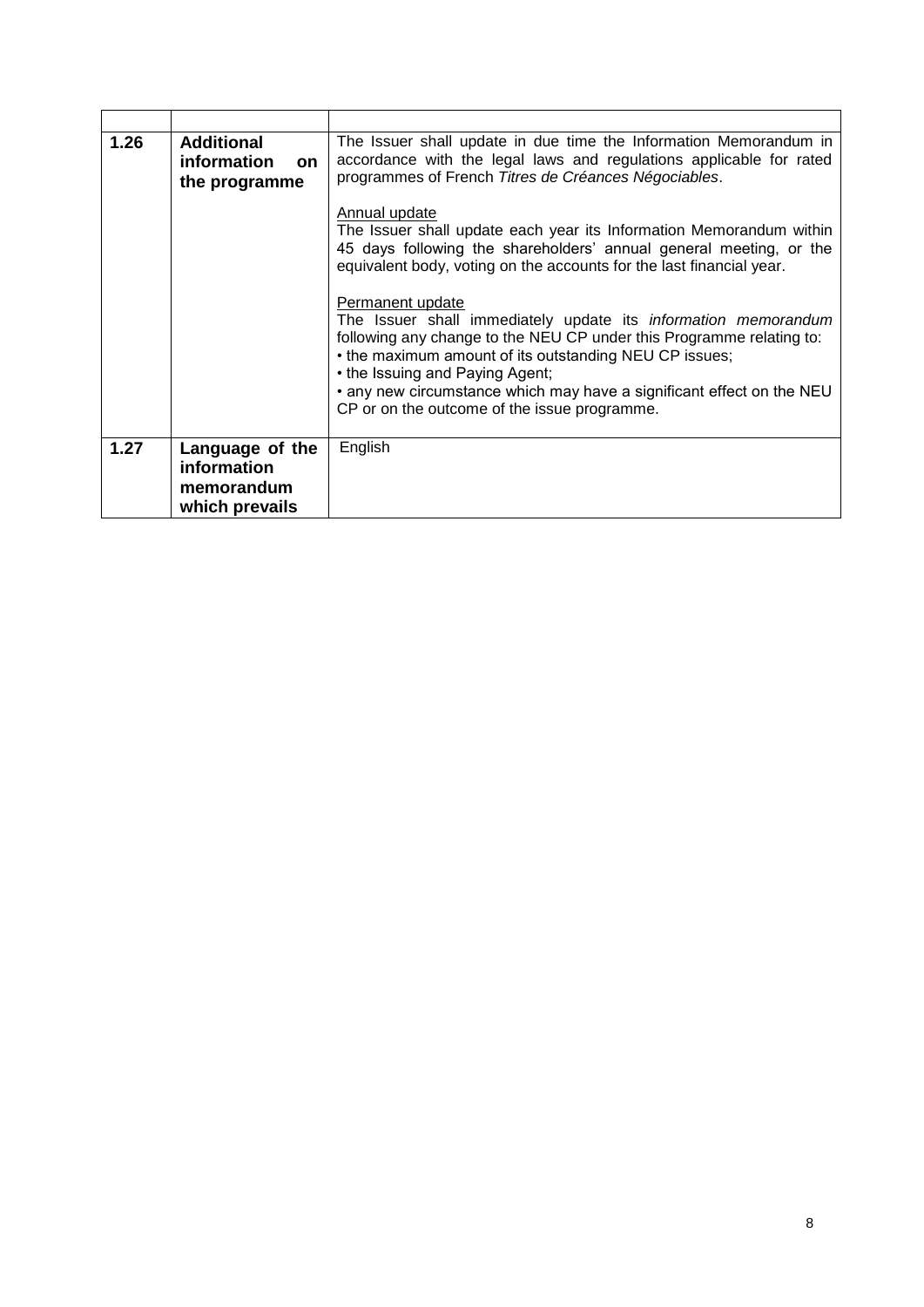| | | |
|---|---|---|
| **1.26** | **Additional information on the programme** | The Issuer shall update in due time the Information Memorandum in accordance with the legal laws and regulations applicable for rated programmes of French *Titres de Créances Négociables*.<br><br>Annual update<br>The Issuer shall update each year its Information Memorandum within 45 days following the shareholders' annual general meeting, or the equivalent body, voting on the accounts for the last financial year.<br><br>Permanent update<br>The Issuer shall immediately update its *information memorandum* following any change to the NEU CP under this Programme relating to:<br>• the maximum amount of its outstanding NEU CP issues;<br>• the Issuing and Paying Agent;<br>• any new circumstance which may have a significant effect on the NEU CP or on the outcome of the issue programme. |
| **1.27** | **Language of the information memorandum which prevails** | English |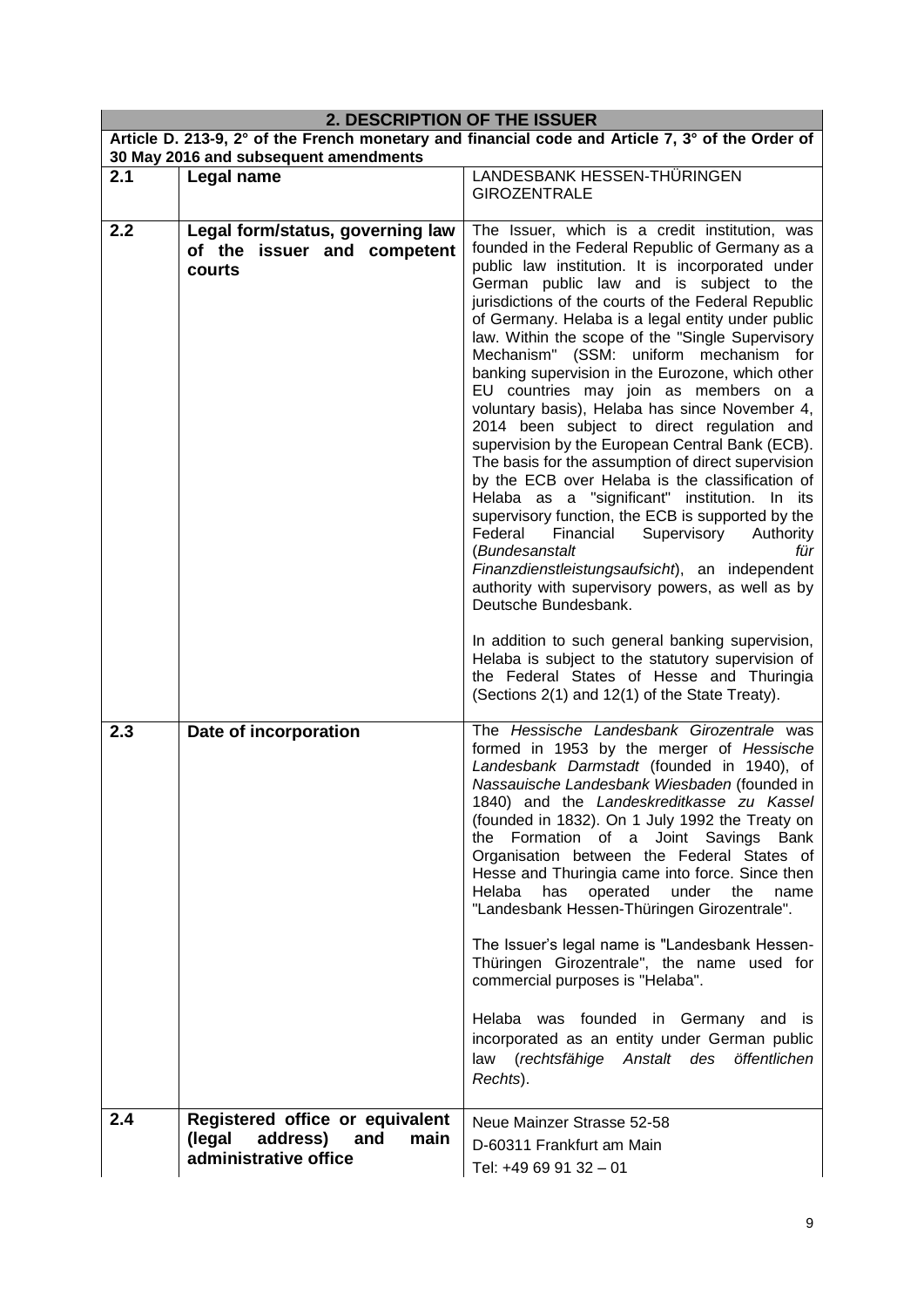| 2. DESCRIPTION OF THE ISSUER | | |
|---|---|---|
| **Article D. 213-9, 2° of the French monetary and financial code and Article 7, 3° of the Order of 30 May 2016 and subsequent amendments** | | |
| **2.1** | **Legal name** | LANDESBANK HESSEN-THÜRINGEN GIROZENTRALE |
| **2.2** | **Legal form/status, governing law of the issuer and competent courts** | The Issuer, which is a credit institution, was founded in the Federal Republic of Germany as a public law institution. It is incorporated under German public law and is subject to the jurisdictions of the courts of the Federal Republic of Germany. Helaba is a legal entity under public law. Within the scope of the "Single Supervisory Mechanism" (SSM: uniform mechanism for banking supervision in the Eurozone, which other EU countries may join as members on a voluntary basis), Helaba has since November 4, 2014 been subject to direct regulation and supervision by the European Central Bank (ECB). The basis for the assumption of direct supervision by the ECB over Helaba is the classification of Helaba as a "significant" institution. In its supervisory function, the ECB is supported by the Federal Financial Supervisory Authority (*Bundesanstalt für Finanzdienstleistungsaufsicht*), an independent authority with supervisory powers, as well as by Deutsche Bundesbank.<br><br>In addition to such general banking supervision, Helaba is subject to the statutory supervision of the Federal States of Hesse and Thuringia (Sections 2(1) and 12(1) of the State Treaty). |
| **2.3** | **Date of incorporation** | The *Hessische Landesbank Girozentrale* was formed in 1953 by the merger of *Hessische Landesbank Darmstadt* (founded in 1940), of *Nassauische Landesbank Wiesbaden* (founded in 1840) and the *Landeskreditkasse zu Kassel* (founded in 1832). On 1 July 1992 the Treaty on the Formation of a Joint Savings Bank Organisation between the Federal States of Hesse and Thuringia came into force. Since then Helaba has operated under the name "Landesbank Hessen-Thüringen Girozentrale".<br><br>The Issuer's legal name is "Landesbank Hessen-Thüringen Girozentrale", the name used for commercial purposes is "Helaba".<br><br>Helaba was founded in Germany and is incorporated as an entity under German public law (*rechtsfähige Anstalt des öffentlichen Rechts*). |
| **2.4** | **Registered office or equivalent (legal address) and main administrative office** | Neue Mainzer Strasse 52-58<br>D-60311 Frankfurt am Main<br>Tel: +49 69 91 32 – 01 |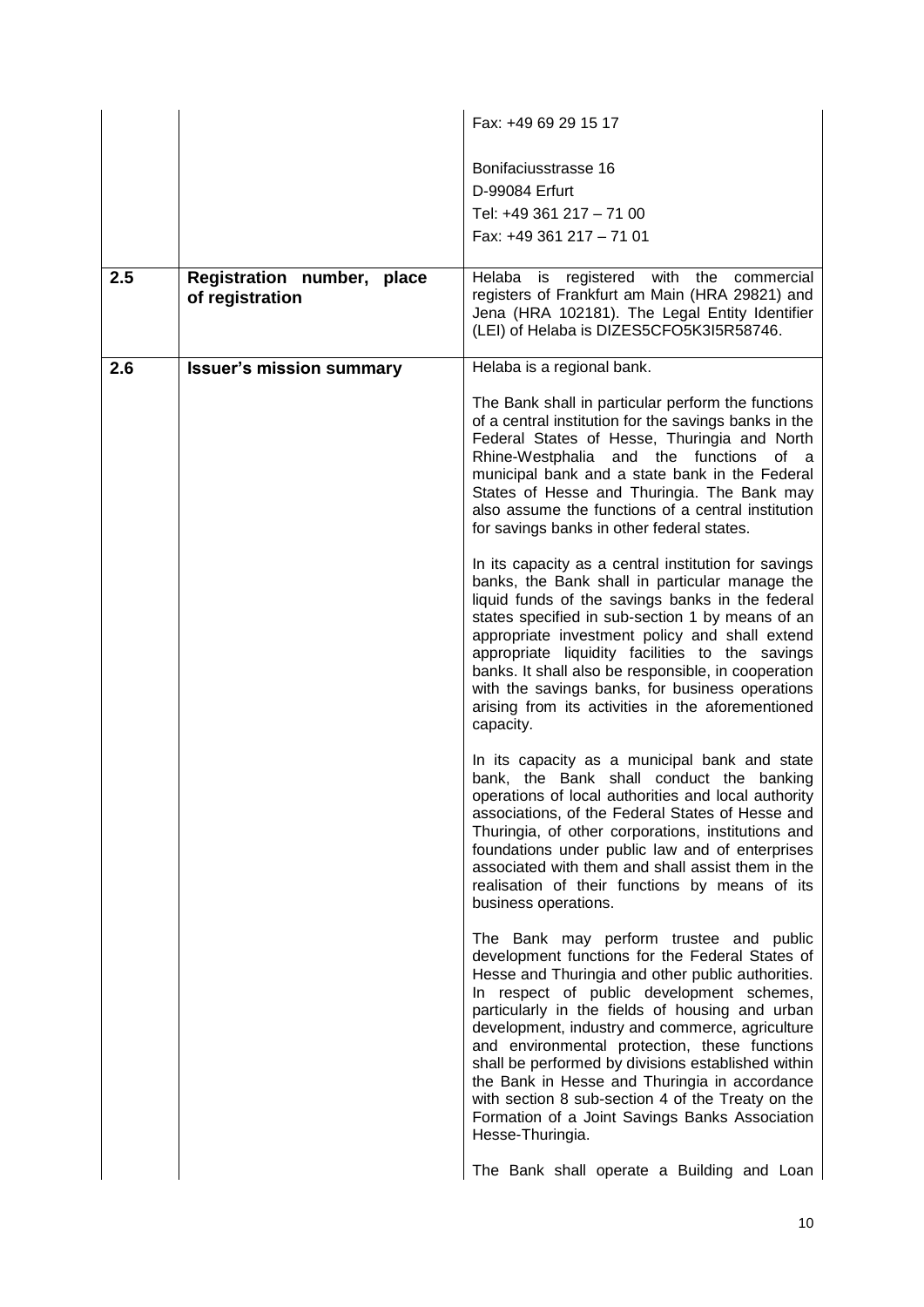| | | |
|---|---|---|
| | | Fax: +49 69 29 15 17<br><br>Bonifaciusstrasse 16<br>D-99084 Erfurt<br>Tel: +49 361 217 – 71 00<br>Fax: +49 361 217 – 71 01 |
| **2.5** | **Registration number, place of registration** | Helaba is registered with the commercial registers of Frankfurt am Main (HRA 29821) and Jena (HRA 102181). The Legal Entity Identifier (LEI) of Helaba is DIZES5CFO5K3I5R58746. |
| **2.6** | **Issuer's mission summary** | Helaba is a regional bank.<br><br>The Bank shall in particular perform the functions of a central institution for the savings banks in the Federal States of Hesse, Thuringia and North Rhine-Westphalia and the functions of a municipal bank and a state bank in the Federal States of Hesse and Thuringia. The Bank may also assume the functions of a central institution for savings banks in other federal states.<br><br>In its capacity as a central institution for savings banks, the Bank shall in particular manage the liquid funds of the savings banks in the federal states specified in sub-section 1 by means of an appropriate investment policy and shall extend appropriate liquidity facilities to the savings banks. It shall also be responsible, in cooperation with the savings banks, for business operations arising from its activities in the aforementioned capacity.<br><br>In its capacity as a municipal bank and state bank, the Bank shall conduct the banking operations of local authorities and local authority associations, of the Federal States of Hesse and Thuringia, of other corporations, institutions and foundations under public law and of enterprises associated with them and shall assist them in the realisation of their functions by means of its business operations.<br><br>The Bank may perform trustee and public development functions for the Federal States of Hesse and Thuringia and other public authorities. In respect of public development schemes, particularly in the fields of housing and urban development, industry and commerce, agriculture and environmental protection, these functions shall be performed by divisions established within the Bank in Hesse and Thuringia in accordance with section 8 sub-section 4 of the Treaty on the Formation of a Joint Savings Banks Association Hesse-Thuringia.<br><br>The Bank shall operate a Building and Loan |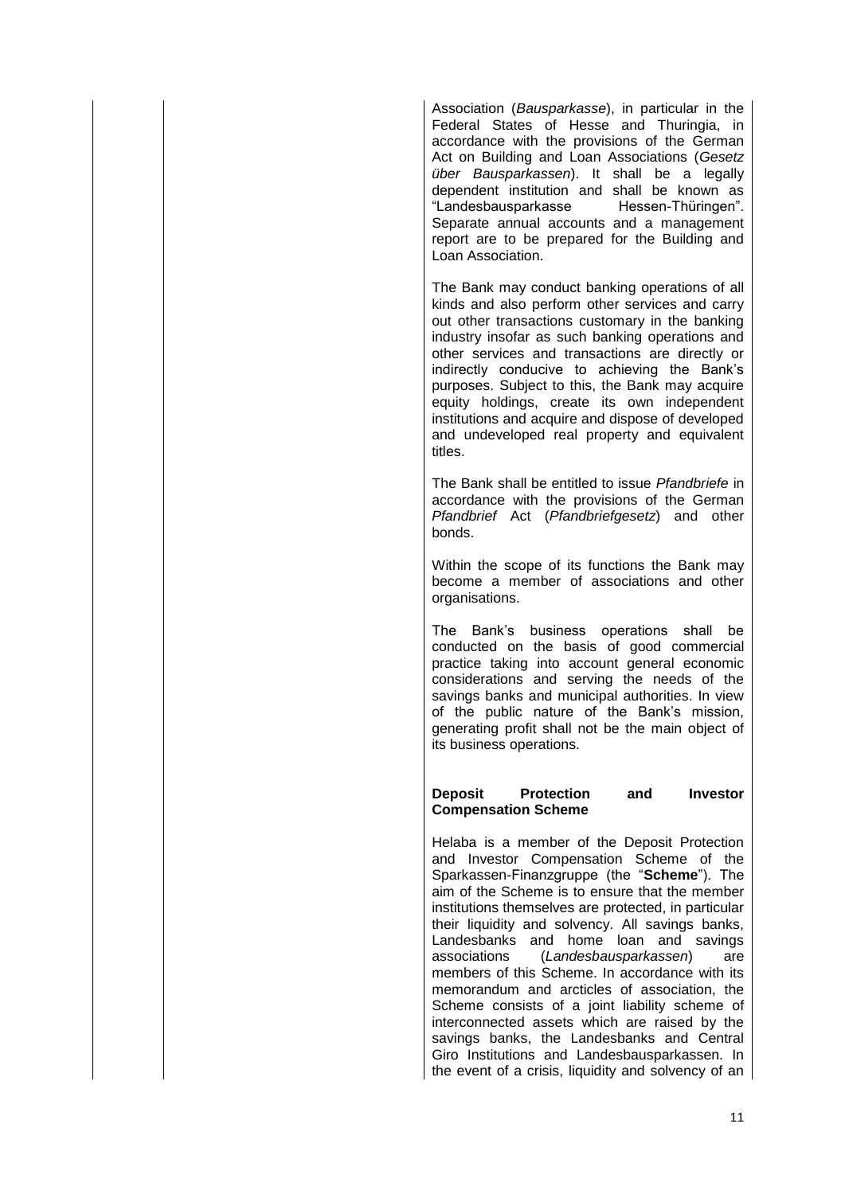Association (*Bausparkasse*), in particular in the Federal States of Hesse and Thuringia, in accordance with the provisions of the German Act on Building and Loan Associations (*Gesetz über Bausparkassen*). It shall be a legally dependent institution and shall be known as "Landesbausparkasse Hessen-Thüringen". Separate annual accounts and a management report are to be prepared for the Building and Loan Association.

The Bank may conduct banking operations of all kinds and also perform other services and carry out other transactions customary in the banking industry insofar as such banking operations and other services and transactions are directly or indirectly conducive to achieving the Bank's purposes. Subject to this, the Bank may acquire equity holdings, create its own independent institutions and acquire and dispose of developed and undeveloped real property and equivalent titles.

The Bank shall be entitled to issue *Pfandbriefe* in accordance with the provisions of the German *Pfandbrief* Act (*Pfandbriefgesetz*) and other bonds.

Within the scope of its functions the Bank may become a member of associations and other organisations.

The Bank's business operations shall be conducted on the basis of good commercial practice taking into account general economic considerations and serving the needs of the savings banks and municipal authorities. In view of the public nature of the Bank's mission, generating profit shall not be the main object of its business operations.

**Deposit Protection and Investor Compensation Scheme**

Helaba is a member of the Deposit Protection and Investor Compensation Scheme of the Sparkassen-Finanzgruppe (the "**Scheme**"). The aim of the Scheme is to ensure that the member institutions themselves are protected, in particular their liquidity and solvency. All savings banks, Landesbanks and home loan and savings associations (*Landesbausparkassen*) are members of this Scheme. In accordance with its memorandum and arcticles of association, the Scheme consists of a joint liability scheme of interconnected assets which are raised by the savings banks, the Landesbanks and Central Giro Institutions and Landesbausparkassen. In the event of a crisis, liquidity and solvency of an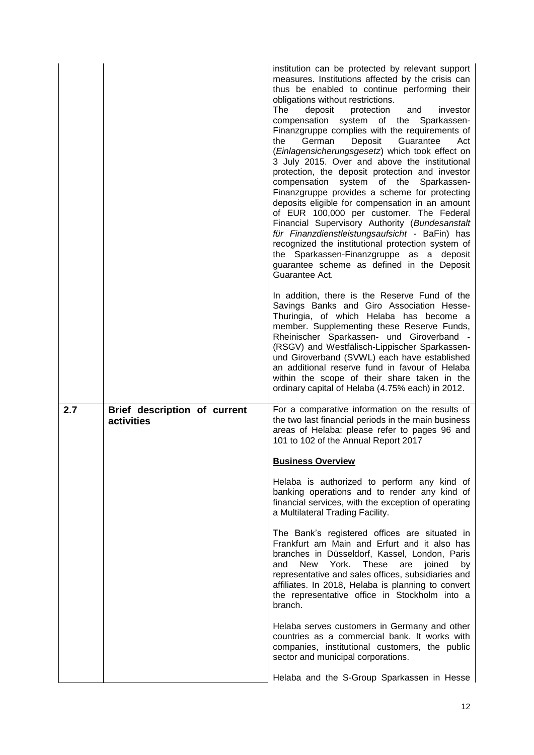| | | |
|---|---|---|
| | | institution can be protected by relevant support measures. Institutions affected by the crisis can thus be enabled to continue performing their obligations without restrictions.<br>The deposit protection and investor compensation system of the Sparkassen-Finanzgruppe complies with the requirements of the German Deposit Guarantee Act (*Einlagensicherungsgesetz*) which took effect on 3 July 2015. Over and above the institutional protection, the deposit protection and investor compensation system of the Sparkassen-Finanzgruppe provides a scheme for protecting deposits eligible for compensation in an amount of EUR 100,000 per customer. The Federal Financial Supervisory Authority (*Bundesanstalt für Finanzdienstleistungsaufsicht* - BaFin) has recognized the institutional protection system of the Sparkassen-Finanzgruppe as a deposit guarantee scheme as defined in the Deposit Guarantee Act.<br><br>In addition, there is the Reserve Fund of the Savings Banks and Giro Association Hesse-Thuringia, of which Helaba has become a member. Supplementing these Reserve Funds, Rheinischer Sparkassen- und Giroverband - (RSGV) and Westfälisch-Lippischer Sparkassen- und Giroverband (SVWL) each have established an additional reserve fund in favour of Helaba within the scope of their share taken in the ordinary capital of Helaba (4.75% each) in 2012. |
| **2.7** | **Brief description of current activities** | For a comparative information on the results of the two last financial periods in the main business areas of Helaba: please refer to pages 96 and 101 to 102 of the Annual Report 2017<br><br>**Business Overview**<br><br>Helaba is authorized to perform any kind of banking operations and to render any kind of financial services, with the exception of operating a Multilateral Trading Facility.<br><br>The Bank's registered offices are situated in Frankfurt am Main and Erfurt and it also has branches in Düsseldorf, Kassel, London, Paris and New York. These are joined by representative and sales offices, subsidiaries and affiliates. In 2018, Helaba is planning to convert the representative office in Stockholm into a branch.<br><br>Helaba serves customers in Germany and other countries as a commercial bank. It works with companies, institutional customers, the public sector and municipal corporations.<br><br>Helaba and the S-Group Sparkassen in Hesse |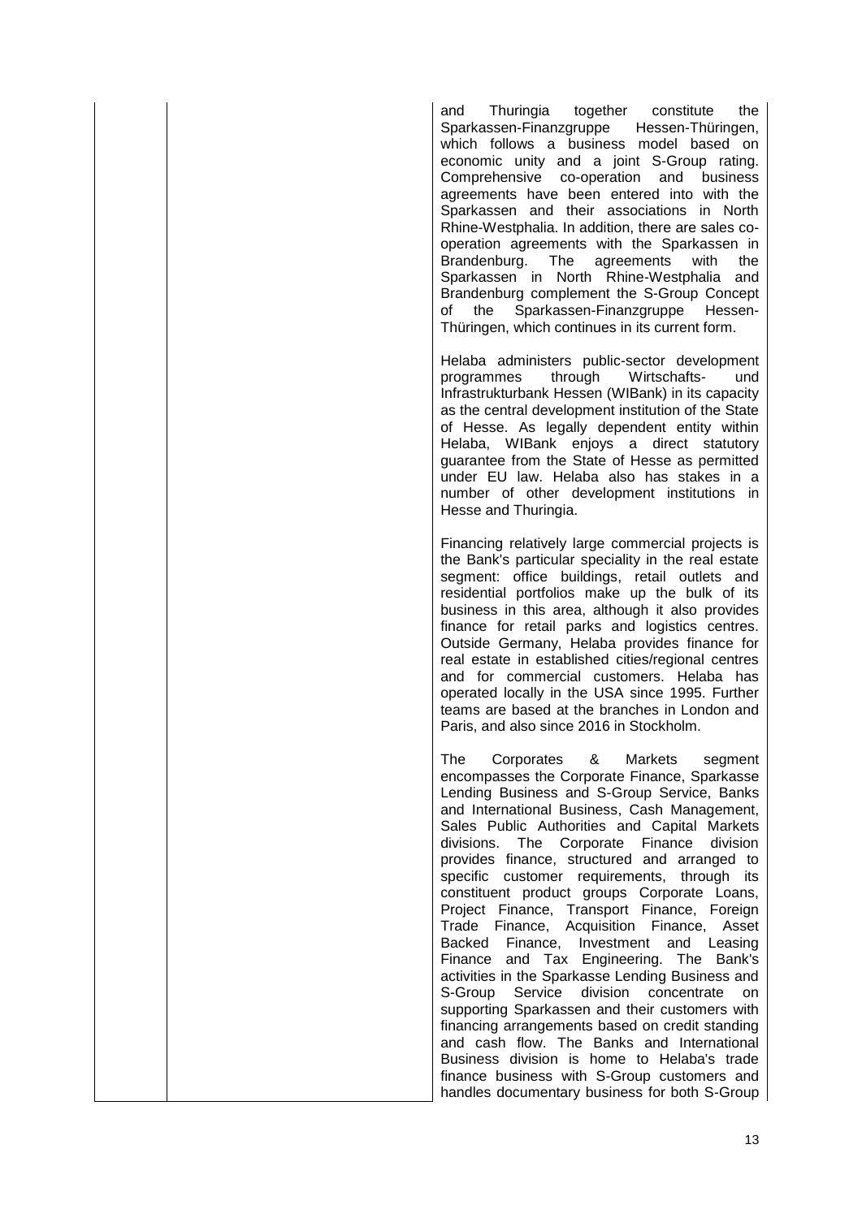|  |  | and Thuringia together constitute the Sparkassen-Finanzgruppe Hessen-Thüringen, which follows a business model based on economic unity and a joint S-Group rating. Comprehensive co-operation and business agreements have been entered into with the Sparkassen and their associations in North Rhine-Westphalia. In addition, there are sales co-operation agreements with the Sparkassen in Brandenburg. The agreements with the Sparkassen in North Rhine-Westphalia and Brandenburg complement the S-Group Concept of the Sparkassen-Finanzgruppe Hessen-Thüringen, which continues in its current form.<br><br>Helaba administers public-sector development programmes through Wirtschafts- und Infrastrukturbank Hessen (WIBank) in its capacity as the central development institution of the State of Hesse. As legally dependent entity within Helaba, WIBank enjoys a direct statutory guarantee from the State of Hesse as permitted under EU law. Helaba also has stakes in a number of other development institutions in Hesse and Thuringia.<br><br>Financing relatively large commercial projects is the Bank's particular speciality in the real estate segment: office buildings, retail outlets and residential portfolios make up the bulk of its business in this area, although it also provides finance for retail parks and logistics centres. Outside Germany, Helaba provides finance for real estate in established cities/regional centres and for commercial customers. Helaba has operated locally in the USA since 1995. Further teams are based at the branches in London and Paris, and also since 2016 in Stockholm.<br><br>The Corporates & Markets segment encompasses the Corporate Finance, Sparkasse Lending Business and S-Group Service, Banks and International Business, Cash Management, Sales Public Authorities and Capital Markets divisions. The Corporate Finance division provides finance, structured and arranged to specific customer requirements, through its constituent product groups Corporate Loans, Project Finance, Transport Finance, Foreign Trade Finance, Acquisition Finance, Asset Backed Finance, Investment and Leasing Finance and Tax Engineering. The Bank's activities in the Sparkasse Lending Business and S-Group Service division concentrate on supporting Sparkassen and their customers with financing arrangements based on credit standing and cash flow. The Banks and International Business division is home to Helaba's trade finance business with S-Group customers and handles documentary business for both S-Group |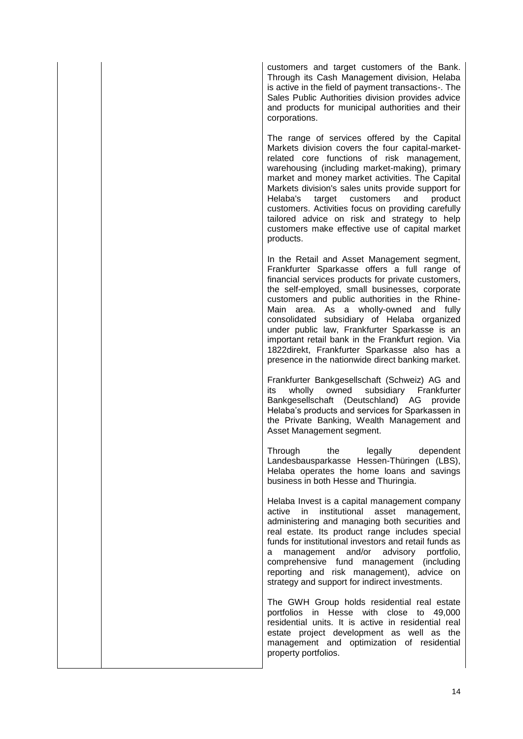customers and target customers of the Bank. Through its Cash Management division, Helaba is active in the field of payment transactions-. The Sales Public Authorities division provides advice and products for municipal authorities and their corporations.

The range of services offered by the Capital Markets division covers the four capital-market-related core functions of risk management, warehousing (including market-making), primary market and money market activities. The Capital Markets division's sales units provide support for Helaba's target customers and product customers. Activities focus on providing carefully tailored advice on risk and strategy to help customers make effective use of capital market products.

In the Retail and Asset Management segment, Frankfurter Sparkasse offers a full range of financial services products for private customers, the self-employed, small businesses, corporate customers and public authorities in the Rhine-Main area. As a wholly-owned and fully consolidated subsidiary of Helaba organized under public law, Frankfurter Sparkasse is an important retail bank in the Frankfurt region. Via 1822direkt, Frankfurter Sparkasse also has a presence in the nationwide direct banking market.

Frankfurter Bankgesellschaft (Schweiz) AG and its wholly owned subsidiary Frankfurter Bankgesellschaft (Deutschland) AG provide Helaba's products and services for Sparkassen in the Private Banking, Wealth Management and Asset Management segment.

Through the legally dependent Landesbausparkasse Hessen-Thüringen (LBS), Helaba operates the home loans and savings business in both Hesse and Thuringia.

Helaba Invest is a capital management company active in institutional asset management, administering and managing both securities and real estate. Its product range includes special funds for institutional investors and retail funds as a management and/or advisory portfolio, comprehensive fund management (including reporting and risk management), advice on strategy and support for indirect investments.

The GWH Group holds residential real estate portfolios in Hesse with close to 49,000 residential units. It is active in residential real estate project development as well as the management and optimization of residential property portfolios.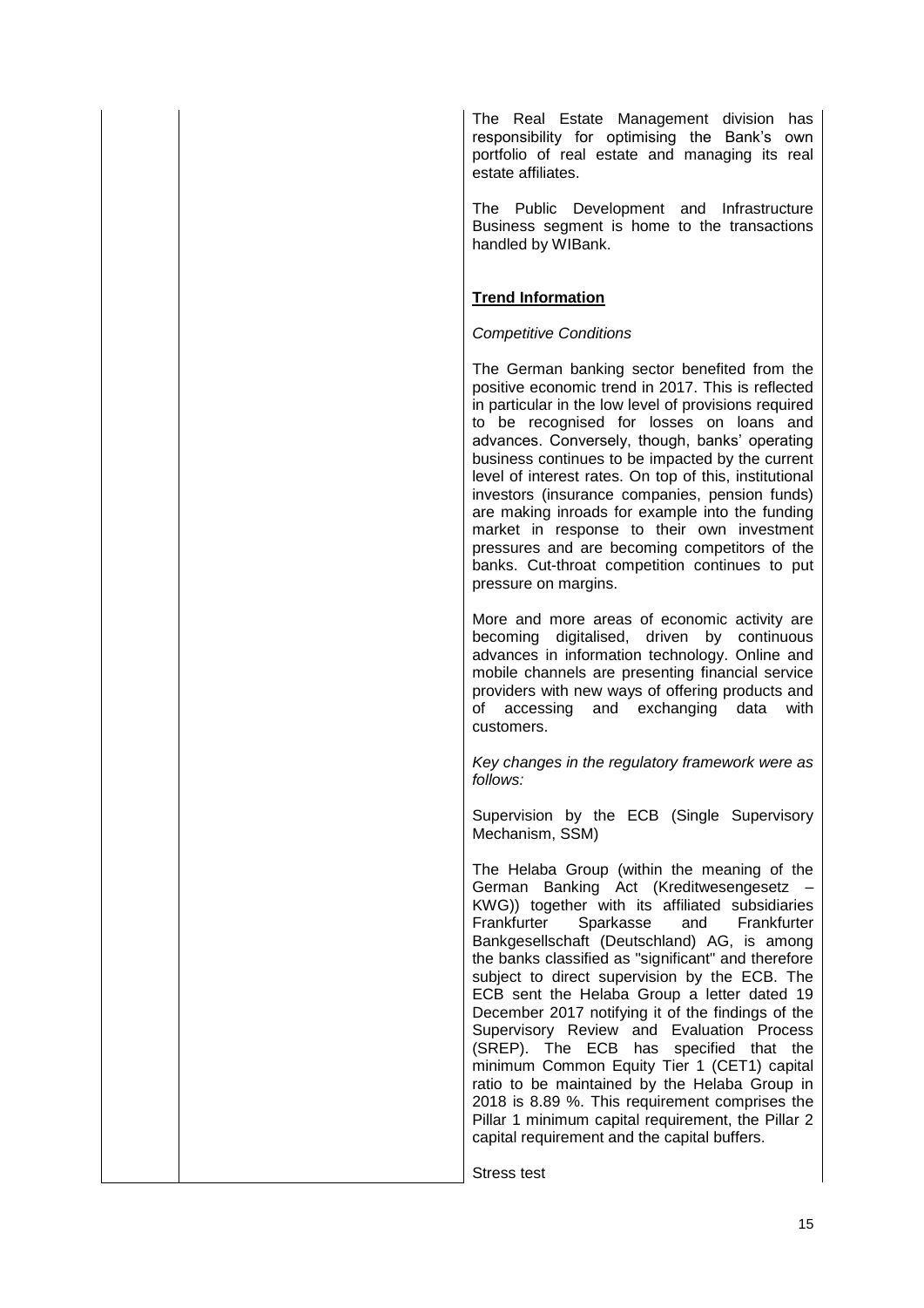The Real Estate Management division has responsibility for optimising the Bank's own portfolio of real estate and managing its real estate affiliates.

The Public Development and Infrastructure Business segment is home to the transactions handled by WIBank.

**Trend Information**

*Competitive Conditions*

The German banking sector benefited from the positive economic trend in 2017. This is reflected in particular in the low level of provisions required to be recognised for losses on loans and advances. Conversely, though, banks' operating business continues to be impacted by the current level of interest rates. On top of this, institutional investors (insurance companies, pension funds) are making inroads for example into the funding market in response to their own investment pressures and are becoming competitors of the banks. Cut-throat competition continues to put pressure on margins.

More and more areas of economic activity are becoming digitalised, driven by continuous advances in information technology. Online and mobile channels are presenting financial service providers with new ways of offering products and of accessing and exchanging data with customers.

*Key changes in the regulatory framework were as follows:*

Supervision by the ECB (Single Supervisory Mechanism, SSM)

The Helaba Group (within the meaning of the German Banking Act (Kreditwesengesetz – KWG)) together with its affiliated subsidiaries Frankfurter Sparkasse and Frankfurter Bankgesellschaft (Deutschland) AG, is among the banks classified as "significant" and therefore subject to direct supervision by the ECB. The ECB sent the Helaba Group a letter dated 19 December 2017 notifying it of the findings of the Supervisory Review and Evaluation Process (SREP). The ECB has specified that the minimum Common Equity Tier 1 (CET1) capital ratio to be maintained by the Helaba Group in 2018 is 8.89 %. This requirement comprises the Pillar 1 minimum capital requirement, the Pillar 2 capital requirement and the capital buffers.

Stress test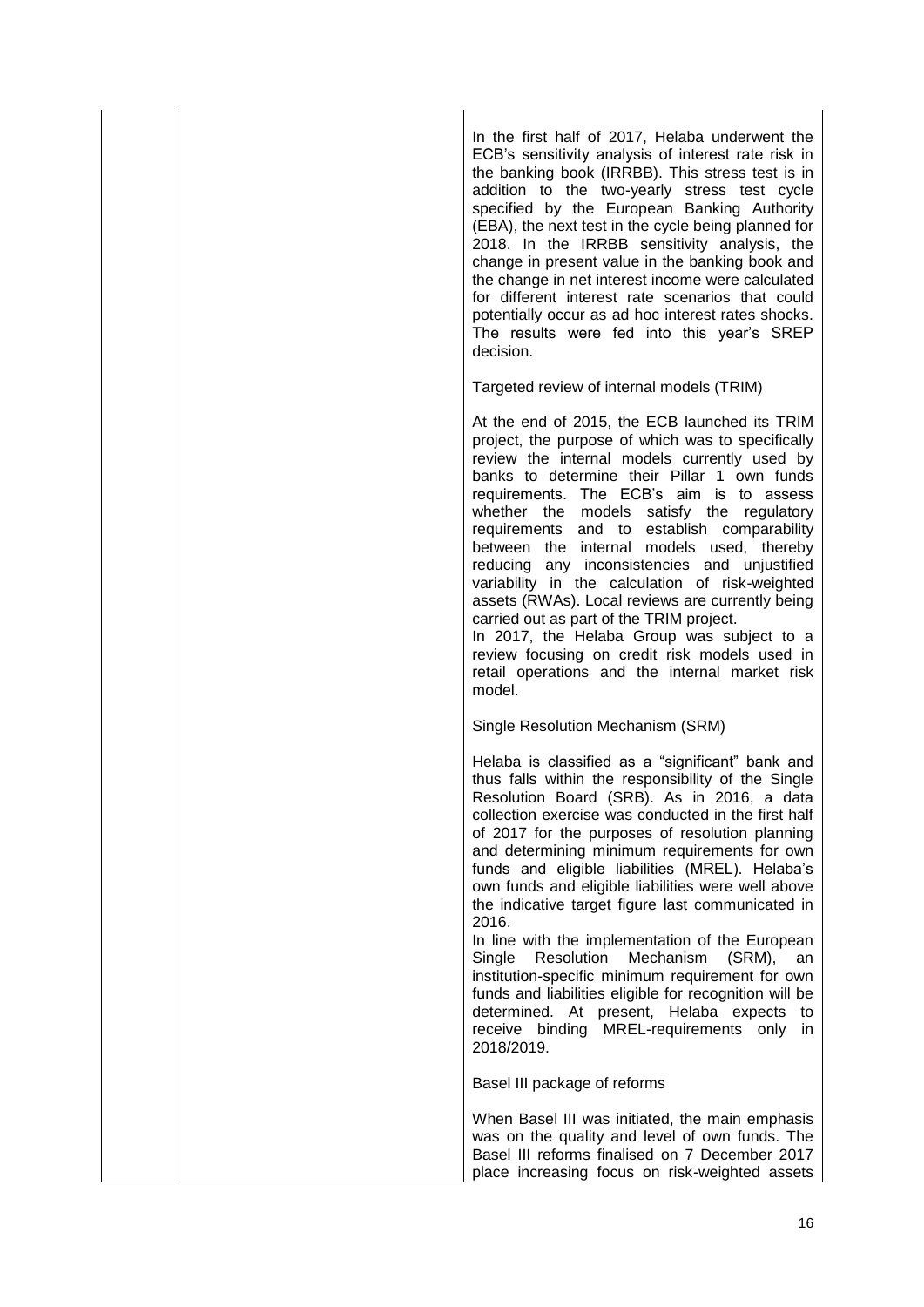| | | |
|---|---|---|
| | | In the first half of 2017, Helaba underwent the ECB's sensitivity analysis of interest rate risk in the banking book (IRRBB). This stress test is in addition to the two-yearly stress test cycle specified by the European Banking Authority (EBA), the next test in the cycle being planned for 2018. In the IRRBB sensitivity analysis, the change in present value in the banking book and the change in net interest income were calculated for different interest rate scenarios that could potentially occur as ad hoc interest rates shocks. The results were fed into this year's SREP decision.<br><br>Targeted review of internal models (TRIM)<br><br>At the end of 2015, the ECB launched its TRIM project, the purpose of which was to specifically review the internal models currently used by banks to determine their Pillar 1 own funds requirements. The ECB's aim is to assess whether the models satisfy the regulatory requirements and to establish comparability between the internal models used, thereby reducing any inconsistencies and unjustified variability in the calculation of risk-weighted assets (RWAs). Local reviews are currently being carried out as part of the TRIM project.<br>In 2017, the Helaba Group was subject to a review focusing on credit risk models used in retail operations and the internal market risk model.<br><br>Single Resolution Mechanism (SRM)<br><br>Helaba is classified as a "significant" bank and thus falls within the responsibility of the Single Resolution Board (SRB). As in 2016, a data collection exercise was conducted in the first half of 2017 for the purposes of resolution planning and determining minimum requirements for own funds and eligible liabilities (MREL). Helaba's own funds and eligible liabilities were well above the indicative target figure last communicated in 2016.<br>In line with the implementation of the European Single Resolution Mechanism (SRM), an institution-specific minimum requirement for own funds and liabilities eligible for recognition will be determined. At present, Helaba expects to receive binding MREL-requirements only in 2018/2019.<br><br>Basel III package of reforms<br><br>When Basel III was initiated, the main emphasis was on the quality and level of own funds. The Basel III reforms finalised on 7 December 2017 place increasing focus on risk-weighted assets |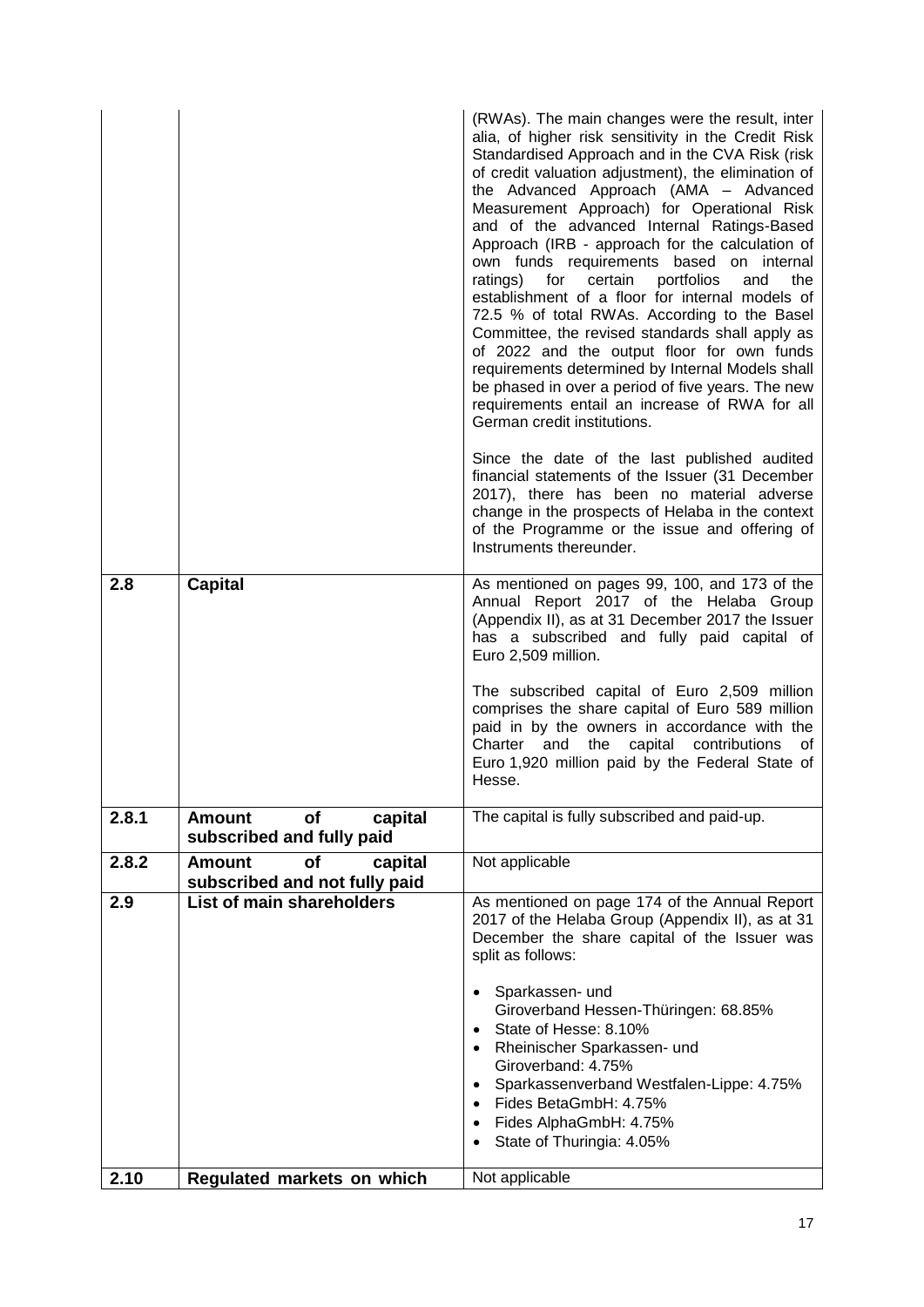|  |  |  |
|---|---|---|
|  |  | (RWAs). The main changes were the result, inter alia, of higher risk sensitivity in the Credit Risk Standardised Approach and in the CVA Risk (risk of credit valuation adjustment), the elimination of the Advanced Approach (AMA – Advanced Measurement Approach) for Operational Risk and of the advanced Internal Ratings-Based Approach (IRB - approach for the calculation of own funds requirements based on internal ratings) for certain portfolios and the establishment of a floor for internal models of 72.5 % of total RWAs. According to the Basel Committee, the revised standards shall apply as of 2022 and the output floor for own funds requirements determined by Internal Models shall be phased in over a period of five years. The new requirements entail an increase of RWA for all German credit institutions.<br><br>Since the date of the last published audited financial statements of the Issuer (31 December 2017), there has been no material adverse change in the prospects of Helaba in the context of the Programme or the issue and offering of Instruments thereunder. |
| **2.8** | **Capital** | As mentioned on pages 99, 100, and 173 of the Annual Report 2017 of the Helaba Group (Appendix II), as at 31 December 2017 the Issuer has a subscribed and fully paid capital of Euro 2,509 million.<br><br>The subscribed capital of Euro 2,509 million comprises the share capital of Euro 589 million paid in by the owners in accordance with the Charter and the capital contributions of Euro 1,920 million paid by the Federal State of Hesse. |
| **2.8.1** | **Amount of capital subscribed and fully paid** | The capital is fully subscribed and paid-up. |
| **2.8.2** | **Amount of capital subscribed and not fully paid** | Not applicable |
| **2.9** | **List of main shareholders** | As mentioned on page 174 of the Annual Report 2017 of the Helaba Group (Appendix II), as at 31 December the share capital of the Issuer was split as follows:<br><br>• Sparkassen- und Giroverband Hessen-Thüringen: 68.85%<br>• State of Hesse: 8.10%<br>• Rheinischer Sparkassen- und Giroverband: 4.75%<br>• Sparkassenverband Westfalen-Lippe: 4.75%<br>• Fides BetaGmbH: 4.75%<br>• Fides AlphaGmbH: 4.75%<br>• State of Thuringia: 4.05% |
| **2.10** | **Regulated markets on which** | Not applicable |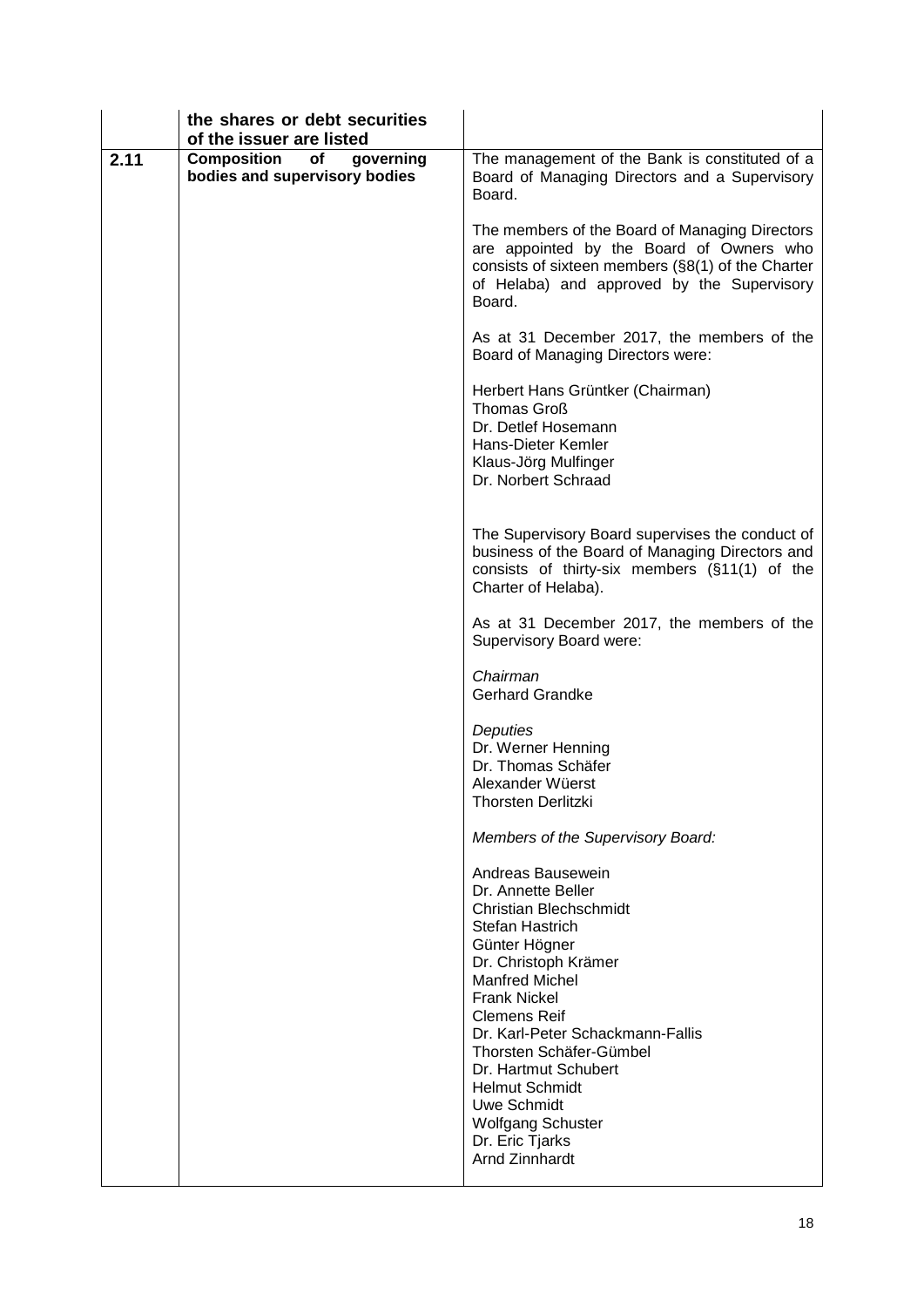| | the shares or debt securities of the issuer are listed | |
|---|---|---|
| 2.11 | **Composition of governing bodies and supervisory bodies** | The management of the Bank is constituted of a Board of Managing Directors and a Supervisory Board.<br><br>The members of the Board of Managing Directors are appointed by the Board of Owners who consists of sixteen members (§8(1) of the Charter of Helaba) and approved by the Supervisory Board.<br><br>As at 31 December 2017, the members of the Board of Managing Directors were:<br><br>Herbert Hans Grüntker (Chairman)<br>Thomas Groß<br>Dr. Detlef Hosemann<br>Hans-Dieter Kemler<br>Klaus-Jörg Mulfinger<br>Dr. Norbert Schraad<br><br>The Supervisory Board supervises the conduct of business of the Board of Managing Directors and consists of thirty-six members (§11(1) of the Charter of Helaba).<br><br>As at 31 December 2017, the members of the Supervisory Board were:<br><br>*Chairman*<br>Gerhard Grandke<br><br>*Deputies*<br>Dr. Werner Henning<br>Dr. Thomas Schäfer<br>Alexander Wüerst<br>Thorsten Derlitzki<br><br>*Members of the Supervisory Board:*<br><br>Andreas Bausewein<br>Dr. Annette Beller<br>Christian Blechschmidt<br>Stefan Hastrich<br>Günter Högner<br>Dr. Christoph Krämer<br>Manfred Michel<br>Frank Nickel<br>Clemens Reif<br>Dr. Karl-Peter Schackmann-Fallis<br>Thorsten Schäfer-Gümbel<br>Dr. Hartmut Schubert<br>Helmut Schmidt<br>Uwe Schmidt<br>Wolfgang Schuster<br>Dr. Eric Tjarks<br>Arnd Zinnhardt |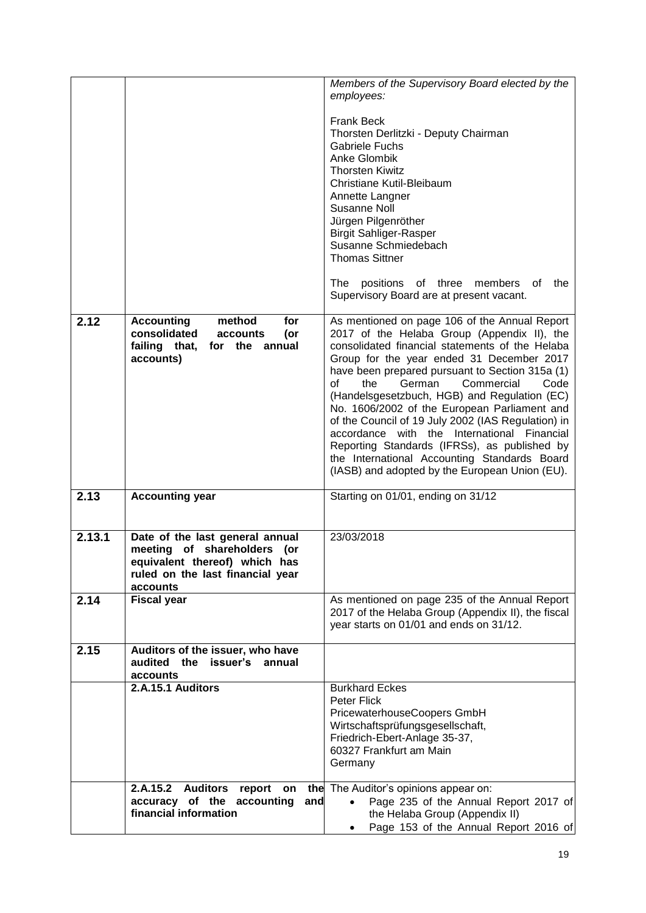| | | |
|---|---|---|
| | | *Members of the Supervisory Board elected by the employees:*<br><br>Frank Beck<br>Thorsten Derlitzki - Deputy Chairman<br>Gabriele Fuchs<br>Anke Glombik<br>Thorsten Kiwitz<br>Christiane Kutil-Bleibaum<br>Annette Langner<br>Susanne Noll<br>Jürgen Pilgenröther<br>Birgit Sahliger-Rasper<br>Susanne Schmiedebach<br>Thomas Sittner<br><br>The positions of three members of the Supervisory Board are at present vacant. |
| **2.12** | **Accounting method for consolidated accounts (or failing that, for the annual accounts)** | As mentioned on page 106 of the Annual Report 2017 of the Helaba Group (Appendix II), the consolidated financial statements of the Helaba Group for the year ended 31 December 2017 have been prepared pursuant to Section 315a (1) of the German Commercial Code (Handelsgesetzbuch, HGB) and Regulation (EC) No. 1606/2002 of the European Parliament and of the Council of 19 July 2002 (IAS Regulation) in accordance with the International Financial Reporting Standards (IFRSs), as published by the International Accounting Standards Board (IASB) and adopted by the European Union (EU). |
| **2.13** | **Accounting year** | Starting on 01/01, ending on 31/12 |
| **2.13.1** | **Date of the last general annual meeting of shareholders (or equivalent thereof) which has ruled on the last financial year accounts** | 23/03/2018 |
| **2.14** | **Fiscal year** | As mentioned on page 235 of the Annual Report 2017 of the Helaba Group (Appendix II), the fiscal year starts on 01/01 and ends on 31/12. |
| **2.15** | **Auditors of the issuer, who have audited the issuer's annual accounts** | |
| | **2.A.15.1 Auditors** | Burkhard Eckes<br>Peter Flick<br>PricewaterhouseCoopers GmbH<br>Wirtschaftsprüfungsgesellschaft,<br>Friedrich-Ebert-Anlage 35-37,<br>60327 Frankfurt am Main<br>Germany |
| | **2.A.15.2 Auditors report on the accuracy of the accounting and financial information** | The Auditor's opinions appear on:<br>• Page 235 of the Annual Report 2017 of the Helaba Group (Appendix II)<br>• Page 153 of the Annual Report 2016 of |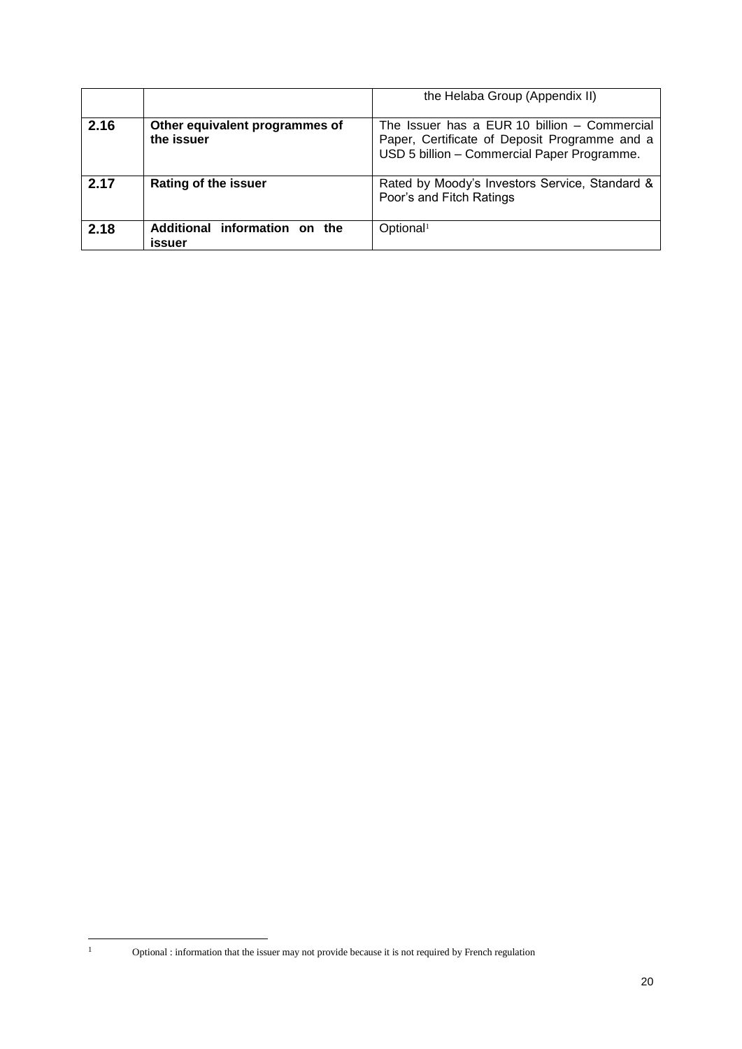| | | |
|---|---|---|
| | | the Helaba Group (Appendix II) |
| **2.16** | **Other equivalent programmes of the issuer** | The Issuer has a EUR 10 billion – Commercial Paper, Certificate of Deposit Programme and a USD 5 billion – Commercial Paper Programme. |
| **2.17** | **Rating of the issuer** | Rated by Moody's Investors Service, Standard & Poor's and Fitch Ratings |
| **2.18** | **Additional information on the issuer** | Optional[1] |

[1] Optional : information that the issuer may not provide because it is not required by French regulation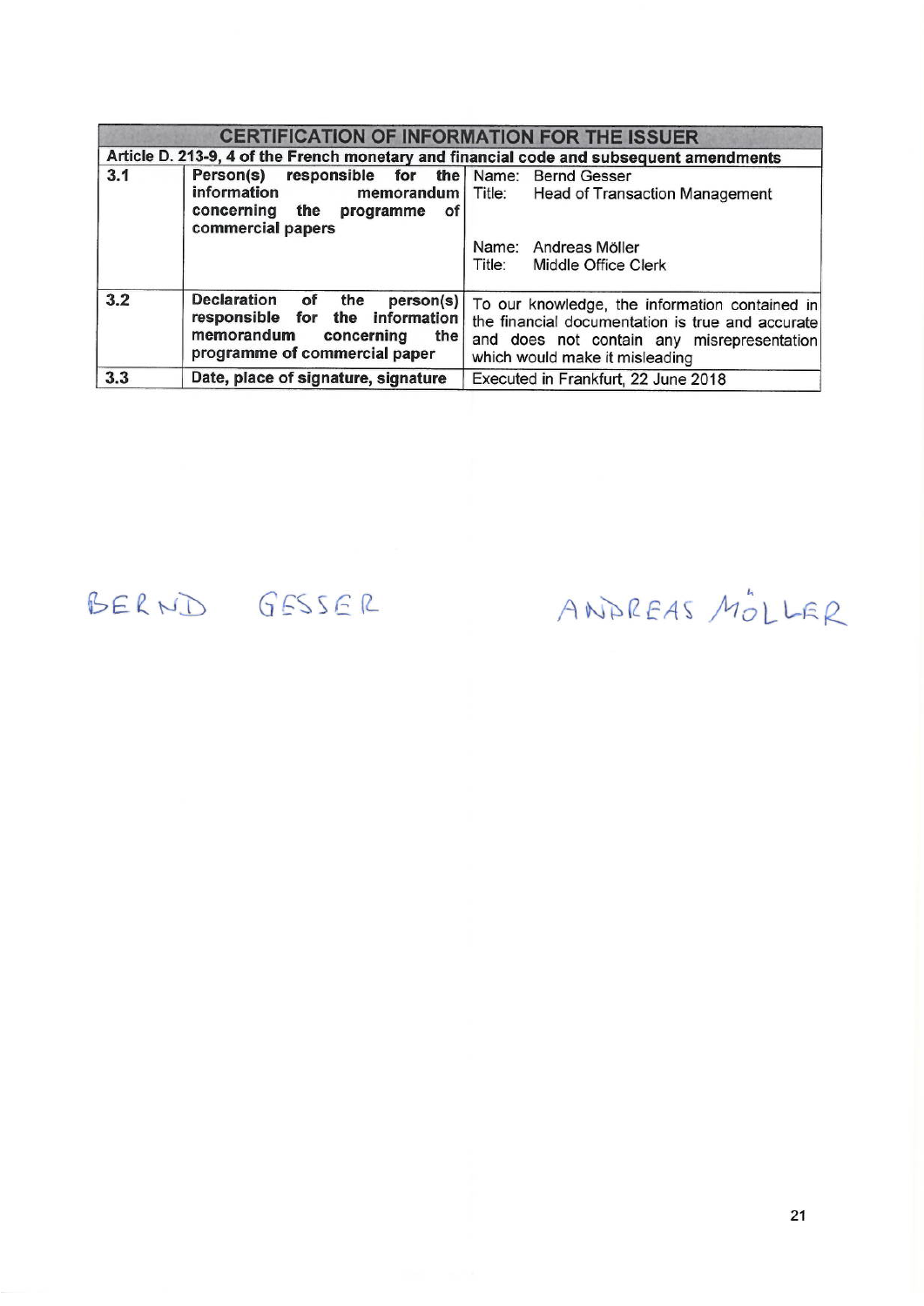| CERTIFICATION OF INFORMATION FOR THE ISSUER | | |
|---|---|---|
| **Article D. 213-9, 4 of the French monetary and financial code and subsequent amendments** | | |
| 3.1 | **Person(s) responsible for the information memorandum concerning the programme of commercial papers** | Name: Bernd Gesser<br>Title: Head of Transaction Management<br><br>Name: Andreas Möller<br>Title: Middle Office Clerk |
| 3.2 | **Declaration of the person(s) responsible for the information memorandum concerning the programme of commercial paper** | To our knowledge, the information contained in the financial documentation is true and accurate and does not contain any misrepresentation which would make it misleading |
| 3.3 | **Date, place of signature, signature** | Executed in Frankfurt, 22 June 2018 |

BERND GESSER

ANDREAS MÖLLER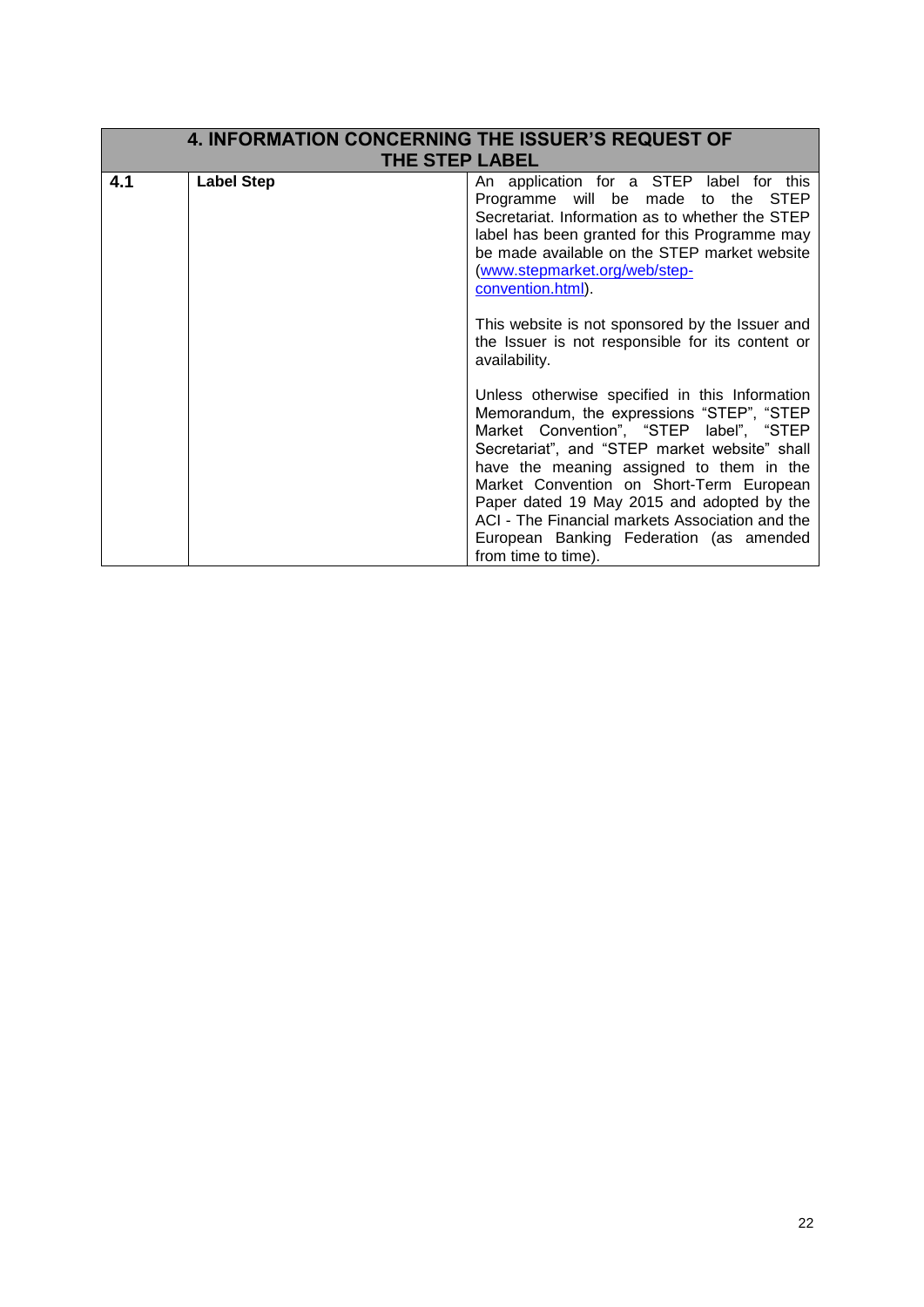| 4. INFORMATION CONCERNING THE ISSUER'S REQUEST OF THE STEP LABEL | | |
|---|---|---|
| **4.1** | **Label Step** | An application for a STEP label for this Programme will be made to the STEP Secretariat. Information as to whether the STEP label has been granted for this Programme may be made available on the STEP market website (www.stepmarket.org/web/step-convention.html).<br><br>This website is not sponsored by the Issuer and the Issuer is not responsible for its content or availability.<br><br>Unless otherwise specified in this Information Memorandum, the expressions "STEP", "STEP Market Convention", "STEP label", "STEP Secretariat", and "STEP market website" shall have the meaning assigned to them in the Market Convention on Short-Term European Paper dated 19 May 2015 and adopted by the ACI - The Financial markets Association and the European Banking Federation (as amended from time to time). |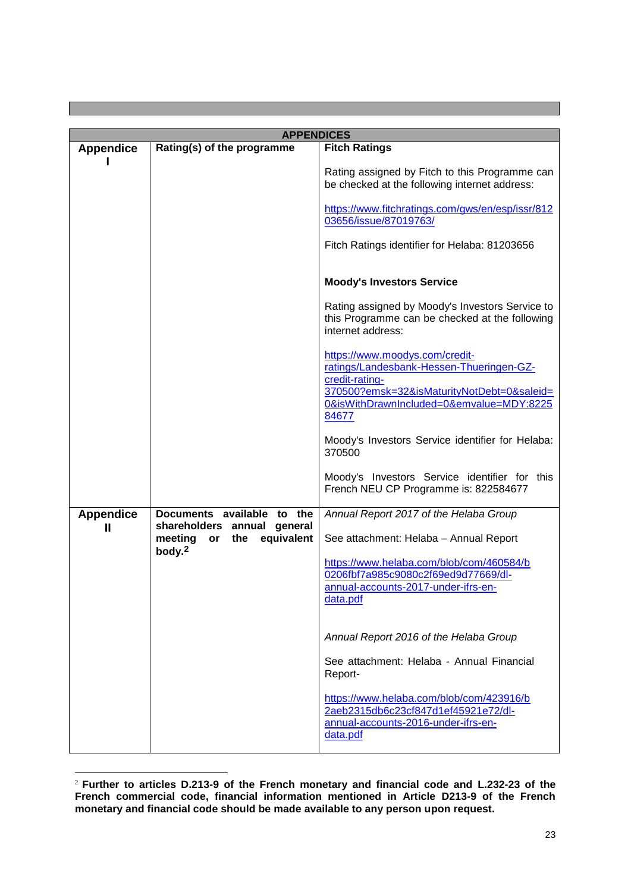| APPENDICES | | |
|---|---|---|
| **Appendice I** | **Rating(s) of the programme** | **Fitch Ratings**<br><br>Rating assigned by Fitch to this Programme can be checked at the following internet address:<br><br>https://www.fitchratings.com/gws/en/esp/issr/81203656/issue/87019763/<br><br>Fitch Ratings identifier for Helaba: 81203656<br><br>**Moody's Investors Service**<br><br>Rating assigned by Moody's Investors Service to this Programme can be checked at the following internet address:<br><br>https://www.moodys.com/credit-ratings/Landesbank-Hessen-Thueringen-GZ-credit-rating-370500?emsk=32&isMaturityNotDebt=0&saleid=0&isWithDrawnIncluded=0&emvalue=MDY:822584677<br><br>Moody's Investors Service identifier for Helaba: 370500<br><br>Moody's Investors Service identifier for this French NEU CP Programme is: 822584677 |
| **Appendice II** | **Documents available to the shareholders annual general meeting or the equivalent body.[2]** | *Annual Report 2017 of the Helaba Group*<br><br>See attachment: Helaba – Annual Report<br><br>https://www.helaba.com/blob/com/460584/b0206fbf7a985c9080c2f69ed9d77669/dl-annual-accounts-2017-under-ifrs-en-data.pdf<br><br>*Annual Report 2016 of the Helaba Group*<br><br>See attachment: Helaba - Annual Financial Report-<br><br>https://www.helaba.com/blob/com/423916/b2aeb2315db6c23cf847d1ef45921e72/dl-annual-accounts-2016-under-ifrs-en-data.pdf |

[2] **Further to articles D.213-9 of the French monetary and financial code and L.232-23 of the French commercial code, financial information mentioned in Article D213-9 of the French monetary and financial code should be made available to any person upon request.**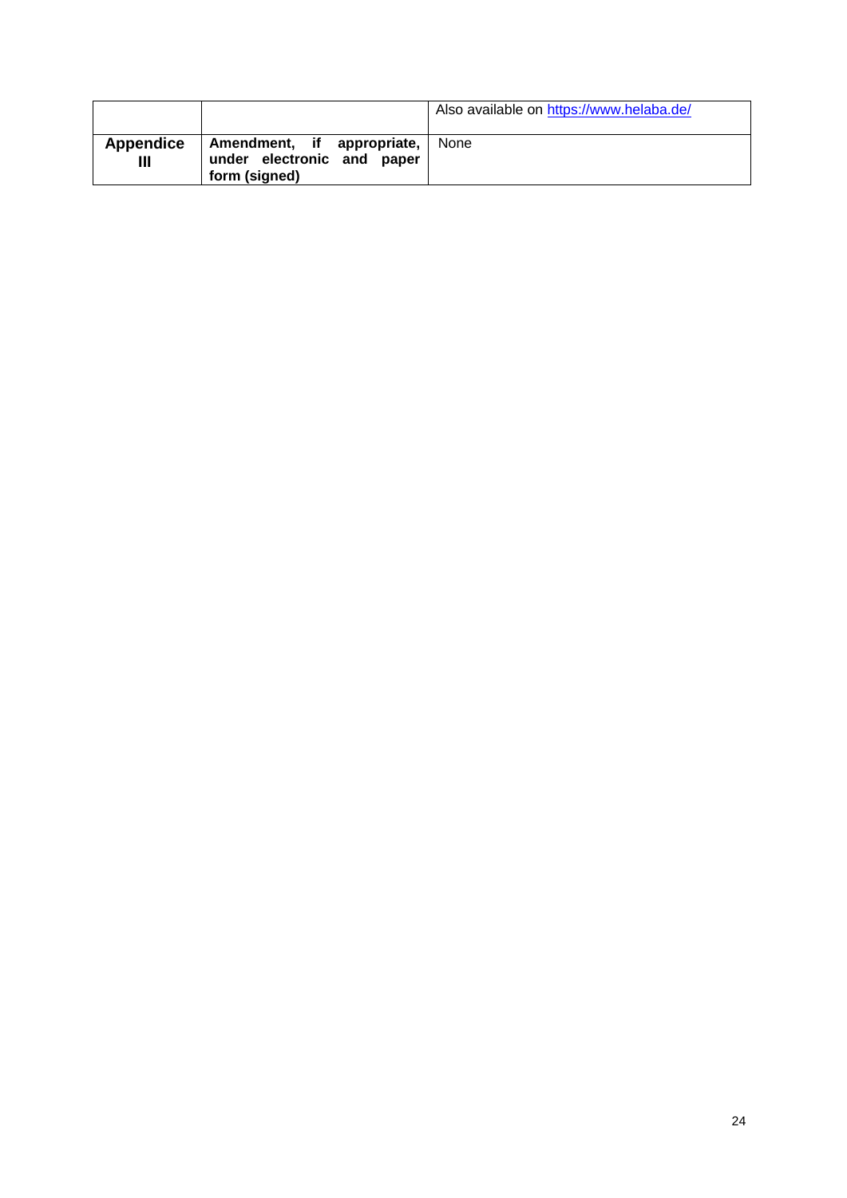| | | |
|---|---|---|
| | | Also available on https://www.helaba.de/ |
| **Appendice III** | **Amendment, if appropriate, under electronic and paper form (signed)** | None |